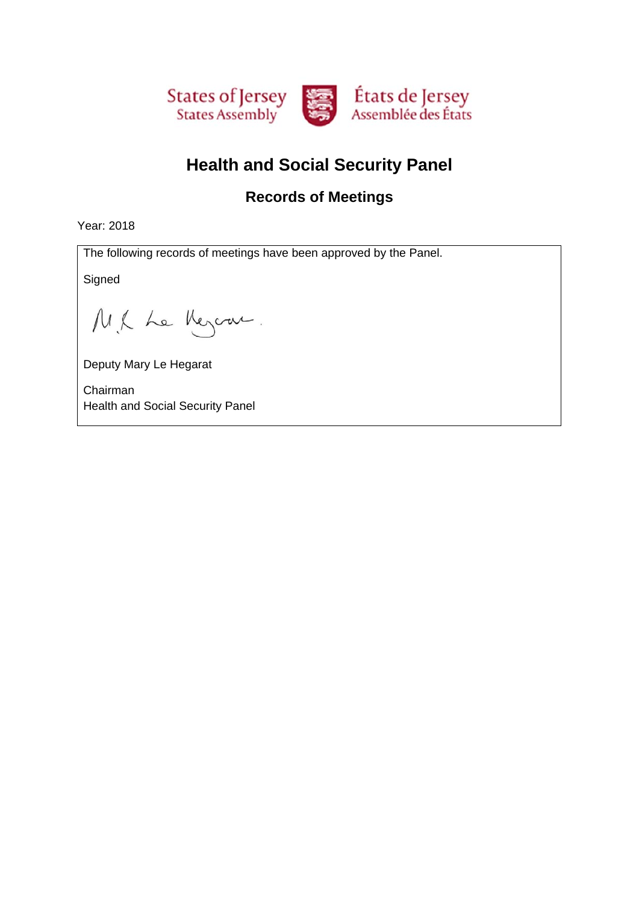States of Jersey
States Assembly

États de Jersey
Assemblée des États

# Health and Social Security Panel

## Records of Meetings

Year: 2018

The following records of meetings have been approved by the Panel.

Signed

M.R. Le Hegarat

Deputy Mary Le Hegarat

Chairman
Health and Social Security Panel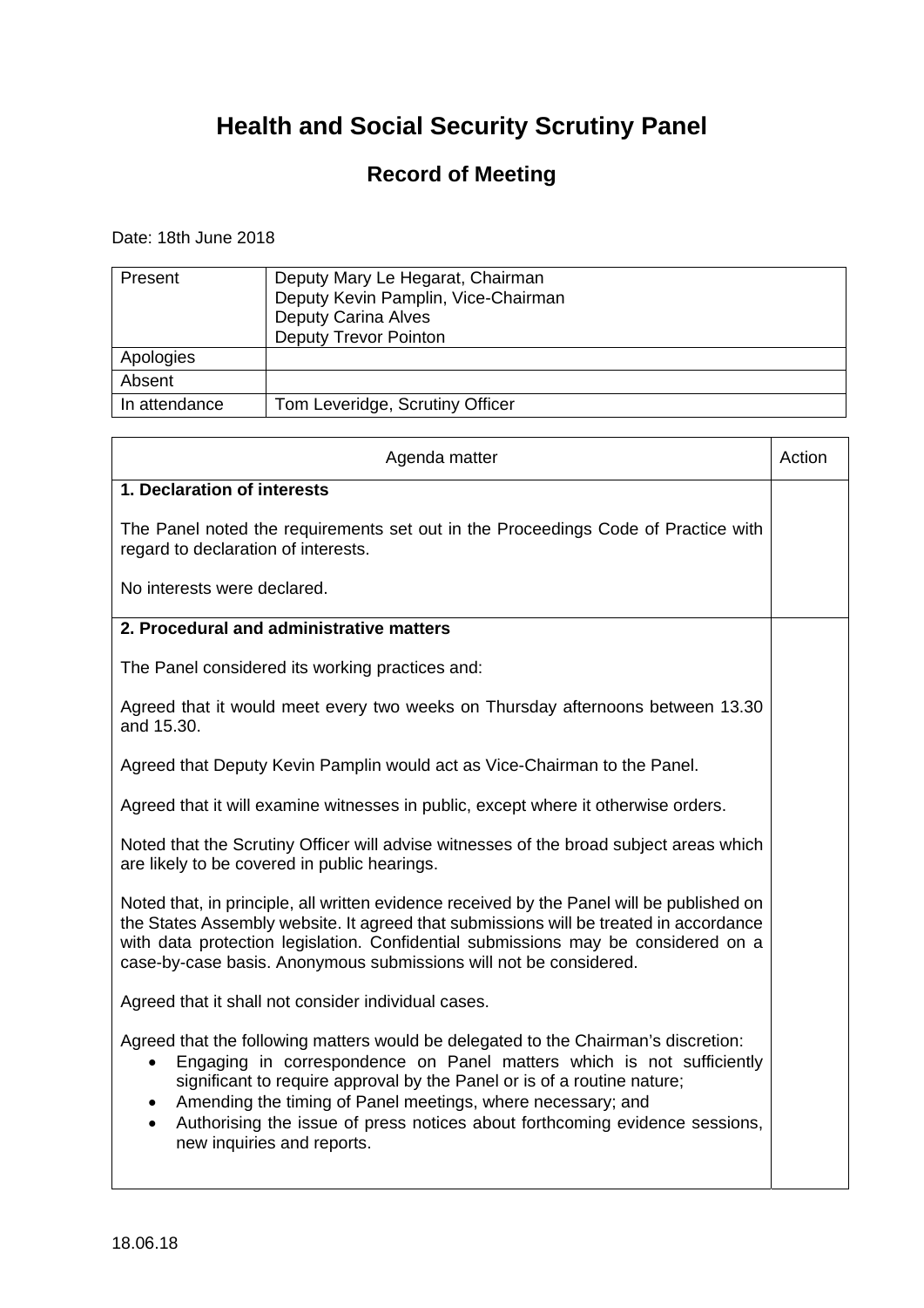# Health and Social Security Scrutiny Panel

## Record of Meeting

Date: 18th June 2018

| | |
|---|---|
| Present | Deputy Mary Le Hegarat, Chairman<br>Deputy Kevin Pamplin, Vice-Chairman<br>Deputy Carina Alves<br>Deputy Trevor Pointon |
| Apologies | |
| Absent | |
| In attendance | Tom Leveridge, Scrutiny Officer |

| Agenda matter | Action |
|---|---|
| **1. Declaration of interests**<br><br>The Panel noted the requirements set out in the Proceedings Code of Practice with regard to declaration of interests.<br><br>No interests were declared. | |
| **2. Procedural and administrative matters**<br><br>The Panel considered its working practices and:<br><br>Agreed that it would meet every two weeks on Thursday afternoons between 13.30 and 15.30.<br><br>Agreed that Deputy Kevin Pamplin would act as Vice-Chairman to the Panel.<br><br>Agreed that it will examine witnesses in public, except where it otherwise orders.<br><br>Noted that the Scrutiny Officer will advise witnesses of the broad subject areas which are likely to be covered in public hearings.<br><br>Noted that, in principle, all written evidence received by the Panel will be published on the States Assembly website. It agreed that submissions will be treated in accordance with data protection legislation. Confidential submissions may be considered on a case-by-case basis. Anonymous submissions will not be considered.<br><br>Agreed that it shall not consider individual cases.<br><br>Agreed that the following matters would be delegated to the Chairman's discretion:<br>• Engaging in correspondence on Panel matters which is not sufficiently significant to require approval by the Panel or is of a routine nature;<br>• Amending the timing of Panel meetings, where necessary; and<br>• Authorising the issue of press notices about forthcoming evidence sessions, new inquiries and reports. | |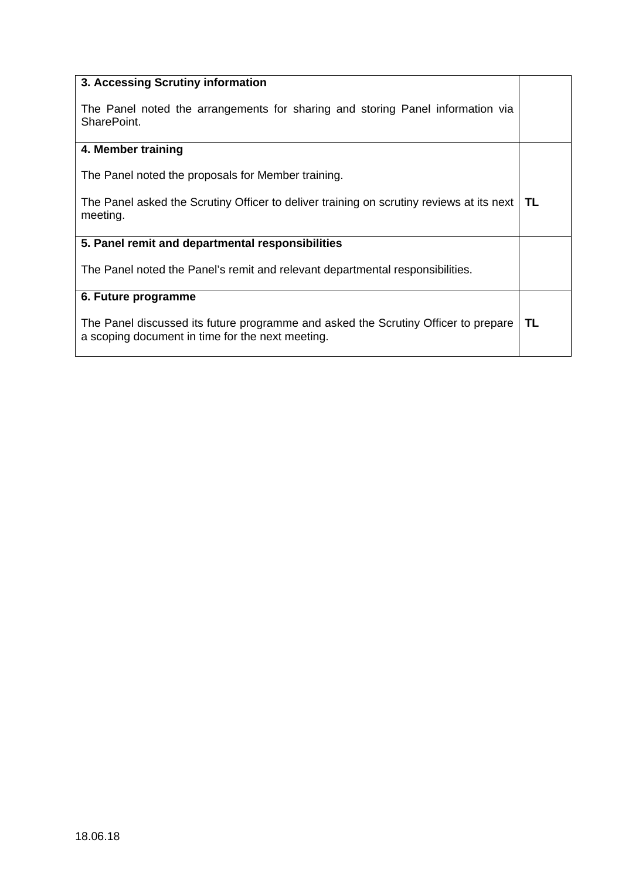| | |
|---|---|
| **3. Accessing Scrutiny information**<br><br>The Panel noted the arrangements for sharing and storing Panel information via SharePoint. | |
| **4. Member training**<br><br>The Panel noted the proposals for Member training.<br><br>The Panel asked the Scrutiny Officer to deliver training on scrutiny reviews at its next meeting. | **TL** |
| **5. Panel remit and departmental responsibilities**<br><br>The Panel noted the Panel's remit and relevant departmental responsibilities. | |
| **6. Future programme**<br><br>The Panel discussed its future programme and asked the Scrutiny Officer to prepare a scoping document in time for the next meeting. | **TL** |

18.06.18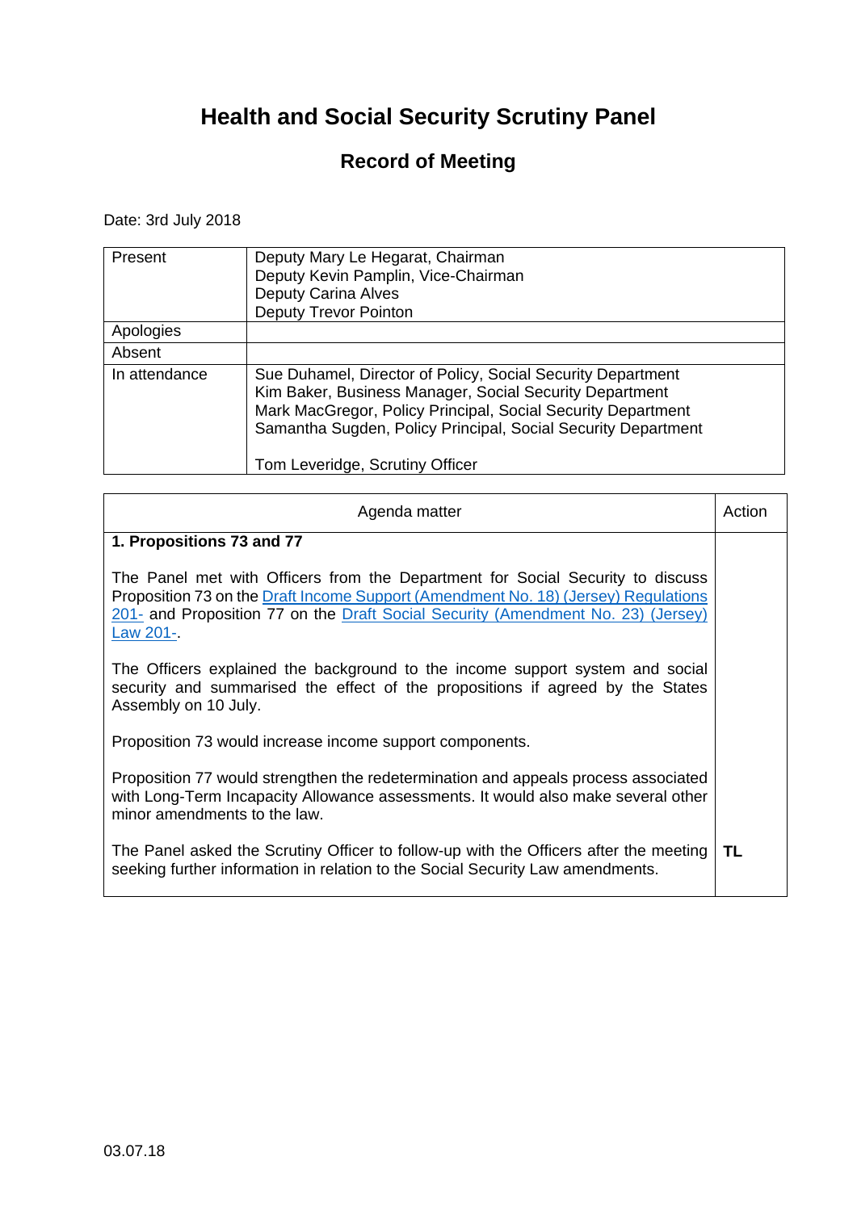# Health and Social Security Scrutiny Panel

## Record of Meeting

Date: 3rd July 2018

| | |
|---|---|
| Present | Deputy Mary Le Hegarat, Chairman<br>Deputy Kevin Pamplin, Vice-Chairman<br>Deputy Carina Alves<br>Deputy Trevor Pointon |
| Apologies | |
| Absent | |
| In attendance | Sue Duhamel, Director of Policy, Social Security Department<br>Kim Baker, Business Manager, Social Security Department<br>Mark MacGregor, Policy Principal, Social Security Department<br>Samantha Sugden, Policy Principal, Social Security Department<br><br>Tom Leveridge, Scrutiny Officer |

| Agenda matter | Action |
|---|---|
| **1. Propositions 73 and 77**<br><br>The Panel met with Officers from the Department for Social Security to discuss Proposition 73 on the Draft Income Support (Amendment No. 18) (Jersey) Regulations 201- and Proposition 77 on the Draft Social Security (Amendment No. 23) (Jersey) Law 201-.<br><br>The Officers explained the background to the income support system and social security and summarised the effect of the propositions if agreed by the States Assembly on 10 July.<br><br>Proposition 73 would increase income support components.<br><br>Proposition 77 would strengthen the redetermination and appeals process associated with Long-Term Incapacity Allowance assessments. It would also make several other minor amendments to the law.<br><br>The Panel asked the Scrutiny Officer to follow-up with the Officers after the meeting seeking further information in relation to the Social Security Law amendments. | **TL** |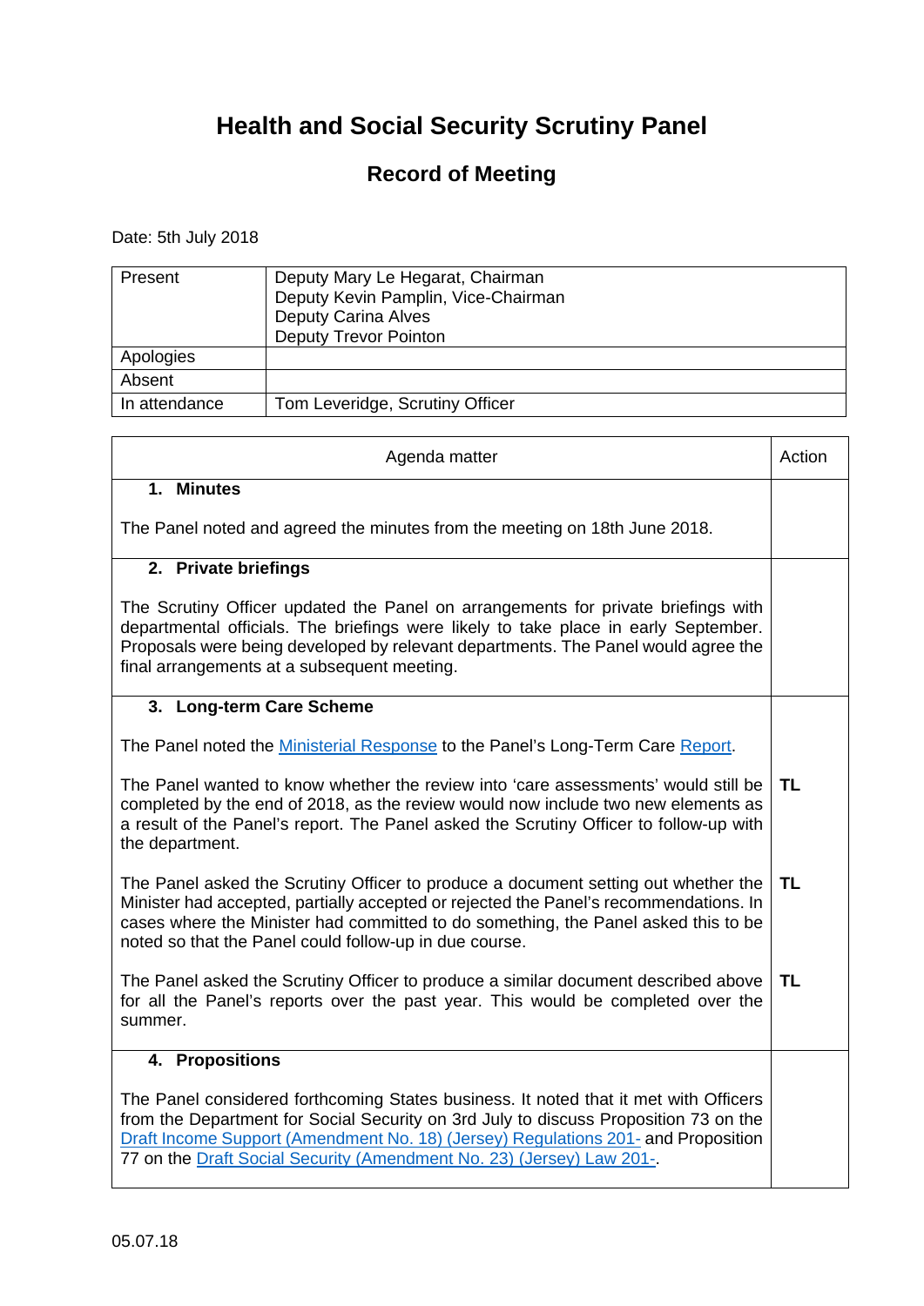# Health and Social Security Scrutiny Panel

## Record of Meeting

Date: 5th July 2018

| | |
|---|---|
| Present | Deputy Mary Le Hegarat, Chairman<br>Deputy Kevin Pamplin, Vice-Chairman<br>Deputy Carina Alves<br>Deputy Trevor Pointon |
| Apologies | |
| Absent | |
| In attendance | Tom Leveridge, Scrutiny Officer |

| Agenda matter | Action |
|---|---|
| **1. Minutes**<br><br>The Panel noted and agreed the minutes from the meeting on 18th June 2018. | |
| **2. Private briefings**<br><br>The Scrutiny Officer updated the Panel on arrangements for private briefings with departmental officials. The briefings were likely to take place in early September. Proposals were being developed by relevant departments. The Panel would agree the final arrangements at a subsequent meeting. | |
| **3. Long-term Care Scheme**<br><br>The Panel noted the Ministerial Response to the Panel's Long-Term Care Report. | |
| The Panel wanted to know whether the review into 'care assessments' would still be completed by the end of 2018, as the review would now include two new elements as a result of the Panel's report. The Panel asked the Scrutiny Officer to follow-up with the department. | **TL** |
| The Panel asked the Scrutiny Officer to produce a document setting out whether the Minister had accepted, partially accepted or rejected the Panel's recommendations. In cases where the Minister had committed to do something, the Panel asked this to be noted so that the Panel could follow-up in due course. | **TL** |
| The Panel asked the Scrutiny Officer to produce a similar document described above for all the Panel's reports over the past year. This would be completed over the summer. | **TL** |
| **4. Propositions**<br><br>The Panel considered forthcoming States business. It noted that it met with Officers from the Department for Social Security on 3rd July to discuss Proposition 73 on the Draft Income Support (Amendment No. 18) (Jersey) Regulations 201- and Proposition 77 on the Draft Social Security (Amendment No. 23) (Jersey) Law 201-. | |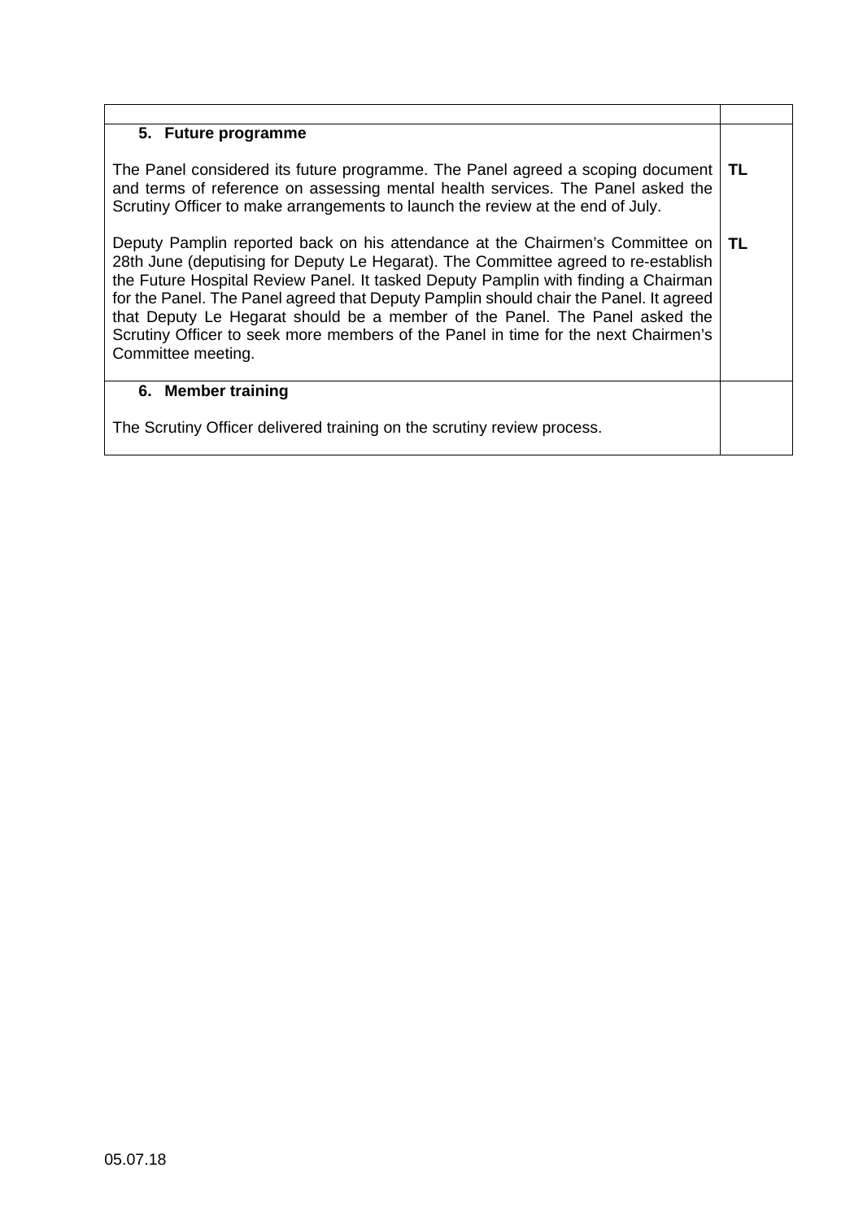| | |
|---|---|
| **5. Future programme**<br><br>The Panel considered its future programme. The Panel agreed a scoping document and terms of reference on assessing mental health services. The Panel asked the Scrutiny Officer to make arrangements to launch the review at the end of July.<br><br>Deputy Pamplin reported back on his attendance at the Chairmen's Committee on 28th June (deputising for Deputy Le Hegarat). The Committee agreed to re-establish the Future Hospital Review Panel. It tasked Deputy Pamplin with finding a Chairman for the Panel. The Panel agreed that Deputy Pamplin should chair the Panel. It agreed that Deputy Le Hegarat should be a member of the Panel. The Panel asked the Scrutiny Officer to seek more members of the Panel in time for the next Chairmen's Committee meeting. | **TL**<br><br>**TL** |
| **6. Member training**<br><br>The Scrutiny Officer delivered training on the scrutiny review process. | |

05.07.18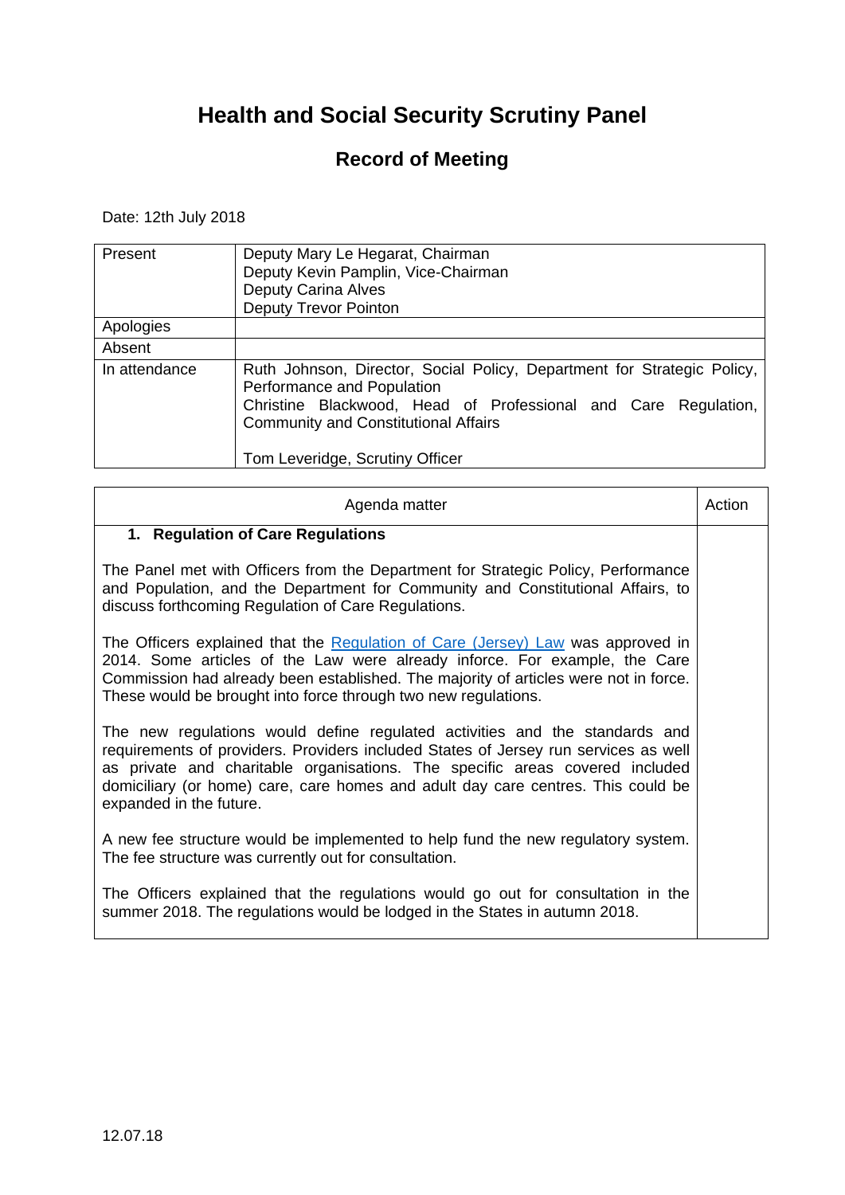# Health and Social Security Scrutiny Panel

## Record of Meeting

Date: 12th July 2018

| Present | Deputy Mary Le Hegarat, Chairman<br>Deputy Kevin Pamplin, Vice-Chairman<br>Deputy Carina Alves<br>Deputy Trevor Pointon |
|---|---|
| Apologies | |
| Absent | |
| In attendance | Ruth Johnson, Director, Social Policy, Department for Strategic Policy, Performance and Population<br>Christine Blackwood, Head of Professional and Care Regulation, Community and Constitutional Affairs<br><br>Tom Leveridge, Scrutiny Officer |

| Agenda matter | Action |
|---|---|
| **1. Regulation of Care Regulations**<br><br>The Panel met with Officers from the Department for Strategic Policy, Performance and Population, and the Department for Community and Constitutional Affairs, to discuss forthcoming Regulation of Care Regulations.<br><br>The Officers explained that the Regulation of Care (Jersey) Law was approved in 2014. Some articles of the Law were already inforce. For example, the Care Commission had already been established. The majority of articles were not in force. These would be brought into force through two new regulations.<br><br>The new regulations would define regulated activities and the standards and requirements of providers. Providers included States of Jersey run services as well as private and charitable organisations. The specific areas covered included domiciliary (or home) care, care homes and adult day care centres. This could be expanded in the future.<br><br>A new fee structure would be implemented to help fund the new regulatory system. The fee structure was currently out for consultation.<br><br>The Officers explained that the regulations would go out for consultation in the summer 2018. The regulations would be lodged in the States in autumn 2018. | |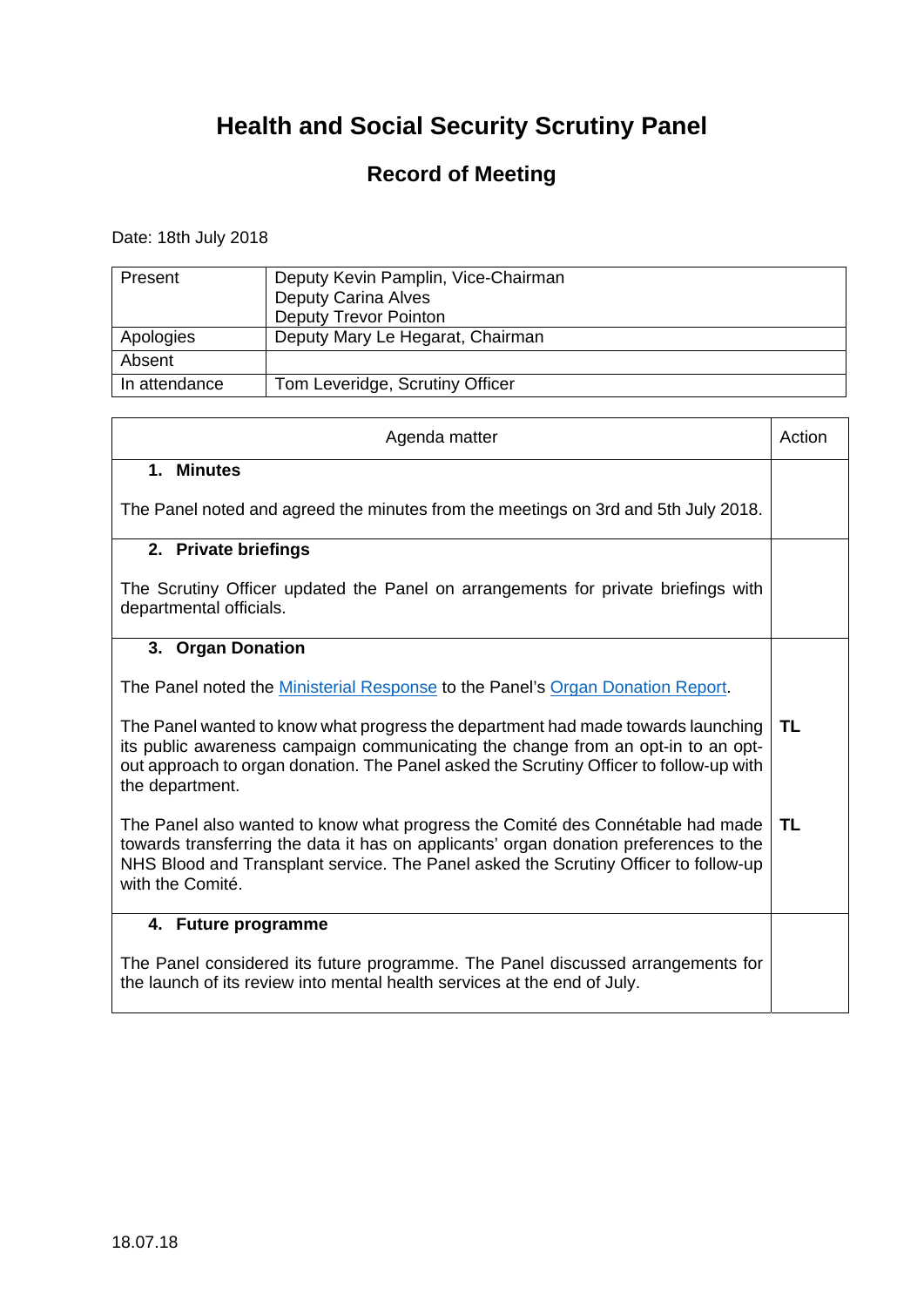# Health and Social Security Scrutiny Panel

## Record of Meeting

Date: 18th July 2018

| | |
|---|---|
| Present | Deputy Kevin Pamplin, Vice-Chairman<br>Deputy Carina Alves<br>Deputy Trevor Pointon |
| Apologies | Deputy Mary Le Hegarat, Chairman |
| Absent | |
| In attendance | Tom Leveridge, Scrutiny Officer |

| Agenda matter | Action |
|---|---|
| **1. Minutes**<br><br>The Panel noted and agreed the minutes from the meetings on 3rd and 5th July 2018. | |
| **2. Private briefings**<br><br>The Scrutiny Officer updated the Panel on arrangements for private briefings with departmental officials. | |
| **3. Organ Donation**<br><br>The Panel noted the Ministerial Response to the Panel's Organ Donation Report. | |
| The Panel wanted to know what progress the department had made towards launching its public awareness campaign communicating the change from an opt-in to an opt-out approach to organ donation. The Panel asked the Scrutiny Officer to follow-up with the department. | **TL** |
| The Panel also wanted to know what progress the Comité des Connétable had made towards transferring the data it has on applicants' organ donation preferences to the NHS Blood and Transplant service. The Panel asked the Scrutiny Officer to follow-up with the Comité. | **TL** |
| **4. Future programme**<br><br>The Panel considered its future programme. The Panel discussed arrangements for the launch of its review into mental health services at the end of July. | |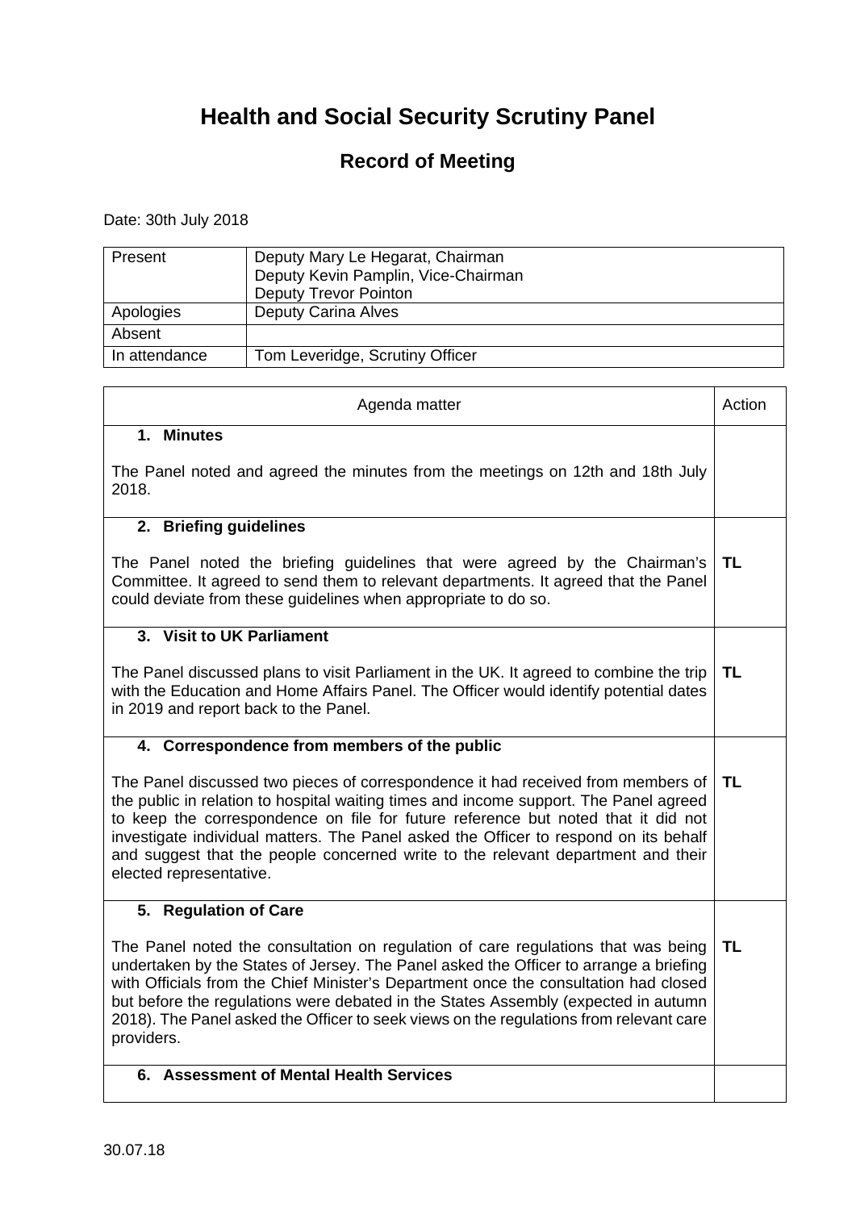# Health and Social Security Scrutiny Panel

## Record of Meeting

Date: 30th July 2018

| | |
|---|---|
| Present | Deputy Mary Le Hegarat, Chairman<br>Deputy Kevin Pamplin, Vice-Chairman<br>Deputy Trevor Pointon |
| Apologies | Deputy Carina Alves |
| Absent | |
| In attendance | Tom Leveridge, Scrutiny Officer |

| Agenda matter | Action |
|---|---|
| **1. Minutes**<br><br>The Panel noted and agreed the minutes from the meetings on 12th and 18th July 2018. | |
| **2. Briefing guidelines**<br><br>The Panel noted the briefing guidelines that were agreed by the Chairman's Committee. It agreed to send them to relevant departments. It agreed that the Panel could deviate from these guidelines when appropriate to do so. | **TL** |
| **3. Visit to UK Parliament**<br><br>The Panel discussed plans to visit Parliament in the UK. It agreed to combine the trip with the Education and Home Affairs Panel. The Officer would identify potential dates in 2019 and report back to the Panel. | **TL** |
| **4. Correspondence from members of the public**<br><br>The Panel discussed two pieces of correspondence it had received from members of the public in relation to hospital waiting times and income support. The Panel agreed to keep the correspondence on file for future reference but noted that it did not investigate individual matters. The Panel asked the Officer to respond on its behalf and suggest that the people concerned write to the relevant department and their elected representative. | **TL** |
| **5. Regulation of Care**<br><br>The Panel noted the consultation on regulation of care regulations that was being undertaken by the States of Jersey. The Panel asked the Officer to arrange a briefing with Officials from the Chief Minister's Department once the consultation had closed but before the regulations were debated in the States Assembly (expected in autumn 2018). The Panel asked the Officer to seek views on the regulations from relevant care providers. | **TL** |
| **6. Assessment of Mental Health Services** | |

30.07.18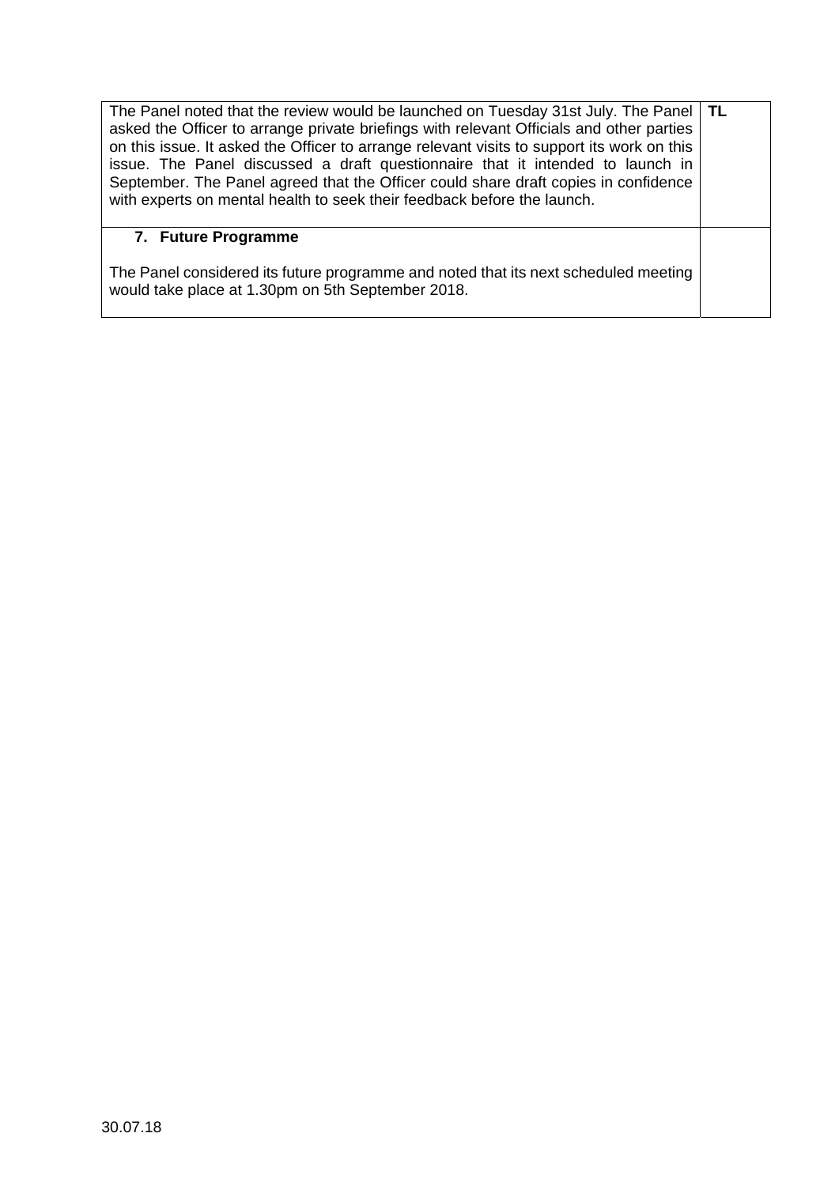| | |
|---|---|
| The Panel noted that the review would be launched on Tuesday 31st July. The Panel asked the Officer to arrange private briefings with relevant Officials and other parties on this issue. It asked the Officer to arrange relevant visits to support its work on this issue. The Panel discussed a draft questionnaire that it intended to launch in September. The Panel agreed that the Officer could share draft copies in confidence with experts on mental health to seek their feedback before the launch. | **TL** |
| **7. Future Programme**<br><br>The Panel considered its future programme and noted that its next scheduled meeting would take place at 1.30pm on 5th September 2018. | |

30.07.18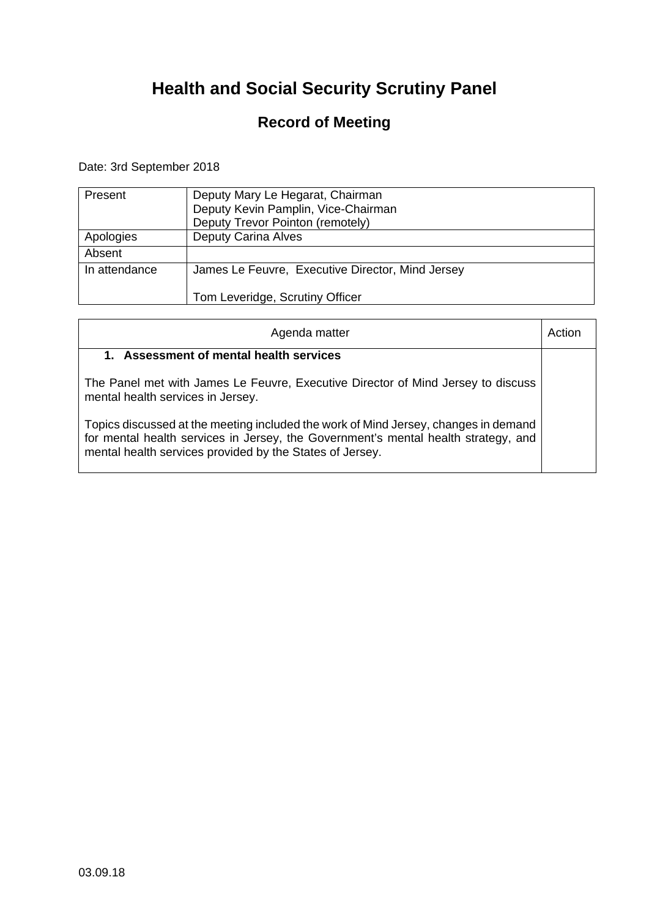# Health and Social Security Scrutiny Panel

## Record of Meeting

Date: 3rd September 2018

| | |
|---|---|
| Present | Deputy Mary Le Hegarat, Chairman<br>Deputy Kevin Pamplin, Vice-Chairman<br>Deputy Trevor Pointon (remotely) |
| Apologies | Deputy Carina Alves |
| Absent | |
| In attendance | James Le Feuvre, Executive Director, Mind Jersey<br><br>Tom Leveridge, Scrutiny Officer |

| Agenda matter | Action |
|---|---|
| **1. Assessment of mental health services**<br><br>The Panel met with James Le Feuvre, Executive Director of Mind Jersey to discuss mental health services in Jersey.<br><br>Topics discussed at the meeting included the work of Mind Jersey, changes in demand for mental health services in Jersey, the Government's mental health strategy, and mental health services provided by the States of Jersey. | |

03.09.18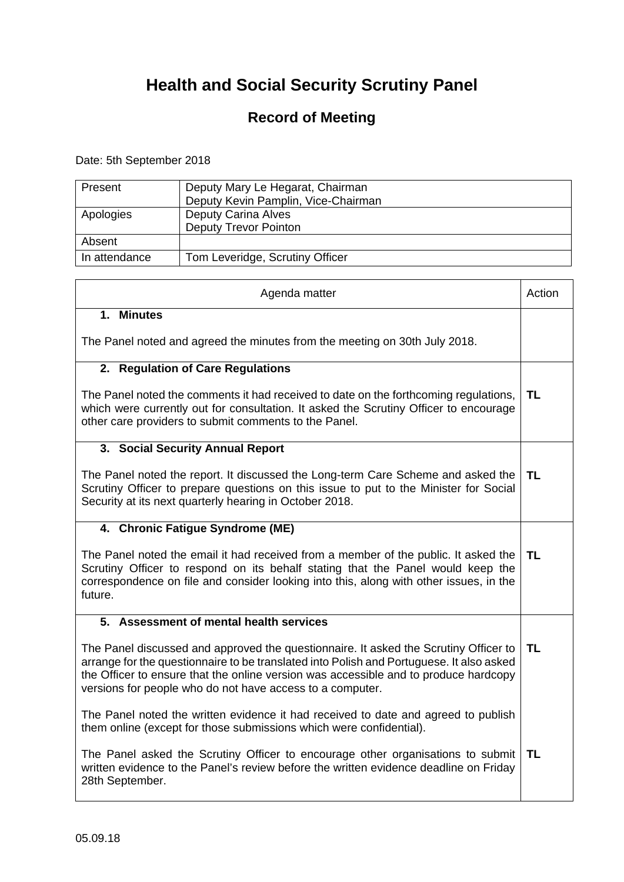# Health and Social Security Scrutiny Panel

## Record of Meeting

Date: 5th September 2018

| | |
|---|---|
| Present | Deputy Mary Le Hegarat, Chairman<br>Deputy Kevin Pamplin, Vice-Chairman |
| Apologies | Deputy Carina Alves<br>Deputy Trevor Pointon |
| Absent | |
| In attendance | Tom Leveridge, Scrutiny Officer |

| Agenda matter | Action |
|---|---|
| **1. Minutes**<br><br>The Panel noted and agreed the minutes from the meeting on 30th July 2018. | |
| **2. Regulation of Care Regulations**<br><br>The Panel noted the comments it had received to date on the forthcoming regulations, which were currently out for consultation. It asked the Scrutiny Officer to encourage other care providers to submit comments to the Panel. | **TL** |
| **3. Social Security Annual Report**<br><br>The Panel noted the report. It discussed the Long-term Care Scheme and asked the Scrutiny Officer to prepare questions on this issue to put to the Minister for Social Security at its next quarterly hearing in October 2018. | **TL** |
| **4. Chronic Fatigue Syndrome (ME)**<br><br>The Panel noted the email it had received from a member of the public. It asked the Scrutiny Officer to respond on its behalf stating that the Panel would keep the correspondence on file and consider looking into this, along with other issues, in the future. | **TL** |
| **5. Assessment of mental health services**<br><br>The Panel discussed and approved the questionnaire. It asked the Scrutiny Officer to arrange for the questionnaire to be translated into Polish and Portuguese. It also asked the Officer to ensure that the online version was accessible and to produce hardcopy versions for people who do not have access to a computer.<br><br>The Panel noted the written evidence it had received to date and agreed to publish them online (except for those submissions which were confidential).<br><br>The Panel asked the Scrutiny Officer to encourage other organisations to submit written evidence to the Panel's review before the written evidence deadline on Friday 28th September. | **TL**<br><br><br><br><br><br>**TL** |

05.09.18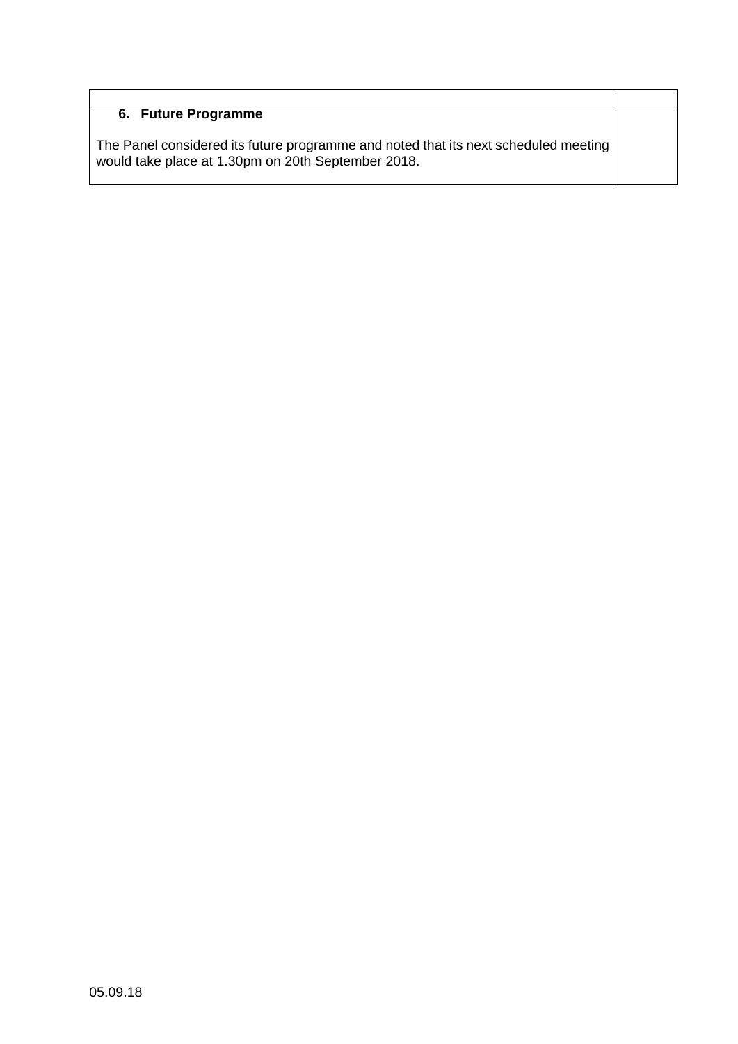| | |
|---|---|
| **6. Future Programme**<br><br>The Panel considered its future programme and noted that its next scheduled meeting would take place at 1.30pm on 20th September 2018. | |

05.09.18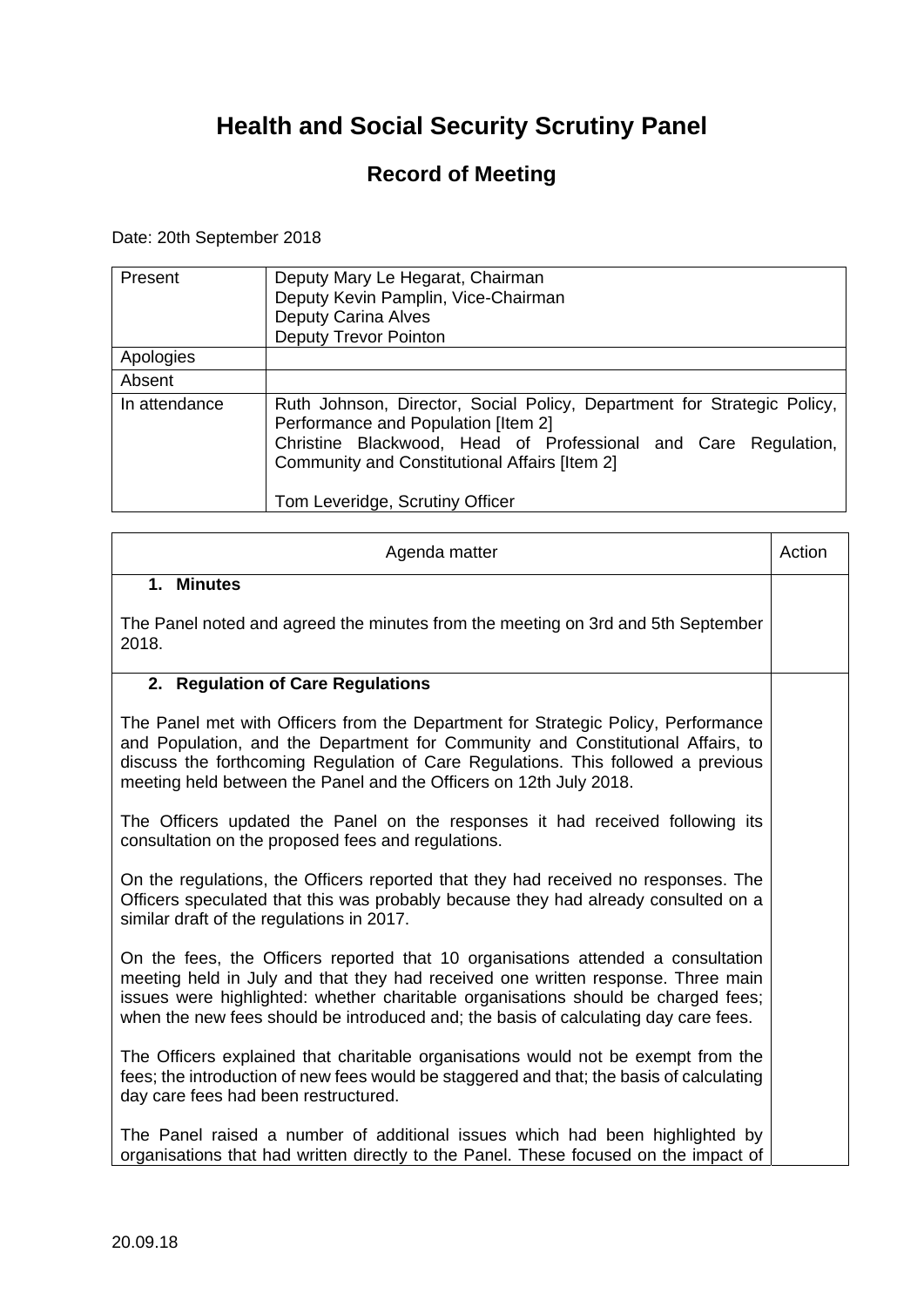# Health and Social Security Scrutiny Panel

## Record of Meeting

Date: 20th September 2018

| | |
|---|---|
| Present | Deputy Mary Le Hegarat, Chairman<br>Deputy Kevin Pamplin, Vice-Chairman<br>Deputy Carina Alves<br>Deputy Trevor Pointon |
| Apologies | |
| Absent | |
| In attendance | Ruth Johnson, Director, Social Policy, Department for Strategic Policy, Performance and Population [Item 2]<br>Christine Blackwood, Head of Professional and Care Regulation, Community and Constitutional Affairs [Item 2]<br><br>Tom Leveridge, Scrutiny Officer |

| Agenda matter | Action |
|---|---|
| **1. Minutes**<br><br>The Panel noted and agreed the minutes from the meeting on 3rd and 5th September 2018. | |
| **2. Regulation of Care Regulations**<br><br>The Panel met with Officers from the Department for Strategic Policy, Performance and Population, and the Department for Community and Constitutional Affairs, to discuss the forthcoming Regulation of Care Regulations. This followed a previous meeting held between the Panel and the Officers on 12th July 2018.<br><br>The Officers updated the Panel on the responses it had received following its consultation on the proposed fees and regulations.<br><br>On the regulations, the Officers reported that they had received no responses. The Officers speculated that this was probably because they had already consulted on a similar draft of the regulations in 2017.<br><br>On the fees, the Officers reported that 10 organisations attended a consultation meeting held in July and that they had received one written response. Three main issues were highlighted: whether charitable organisations should be charged fees; when the new fees should be introduced and; the basis of calculating day care fees.<br><br>The Officers explained that charitable organisations would not be exempt from the fees; the introduction of new fees would be staggered and that; the basis of calculating day care fees had been restructured.<br><br>The Panel raised a number of additional issues which had been highlighted by organisations that had written directly to the Panel. These focused on the impact of | |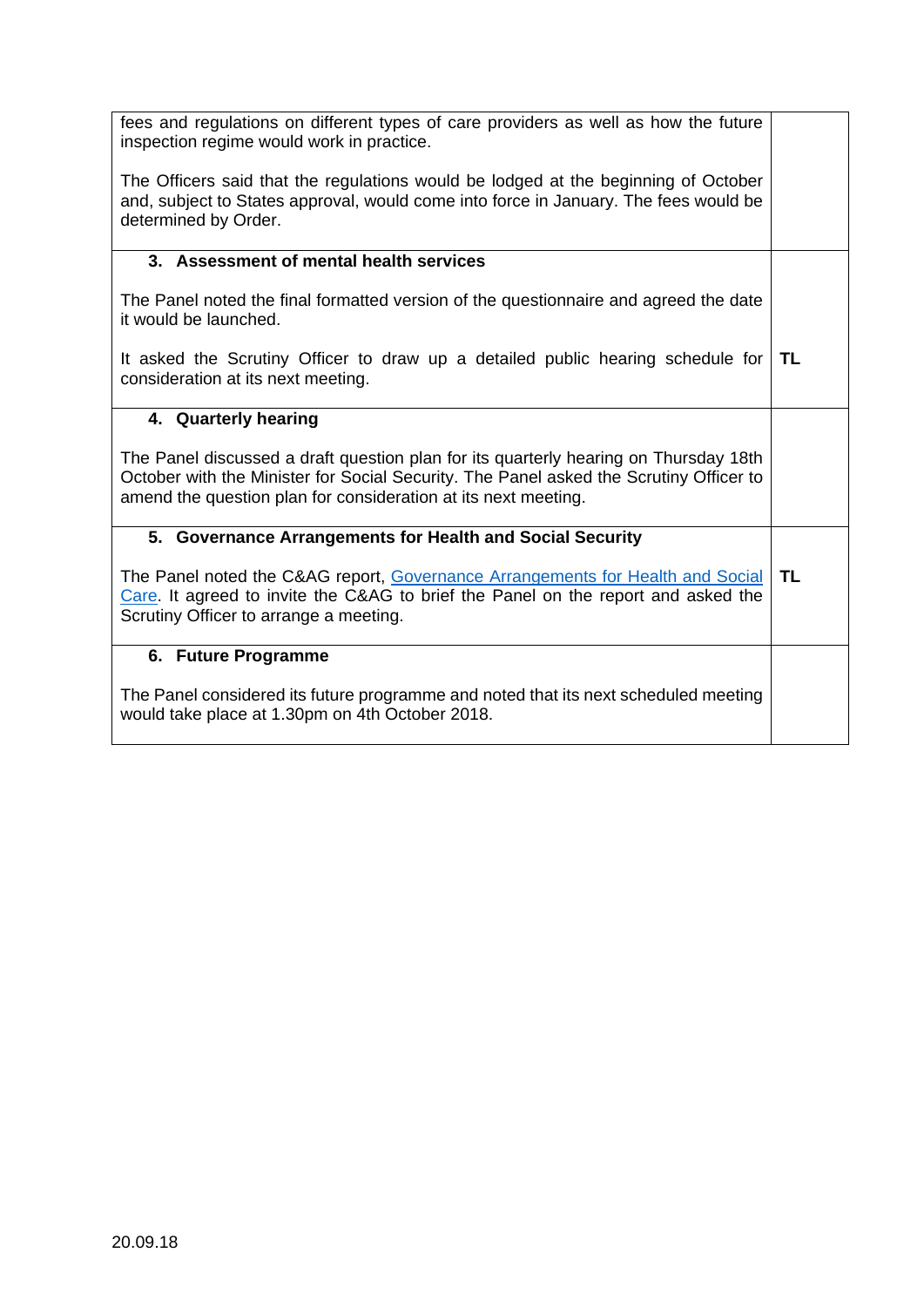| | |
|---|---|
| fees and regulations on different types of care providers as well as how the future inspection regime would work in practice.<br><br>The Officers said that the regulations would be lodged at the beginning of October and, subject to States approval, would come into force in January. The fees would be determined by Order. | |
| **3. Assessment of mental health services**<br><br>The Panel noted the final formatted version of the questionnaire and agreed the date it would be launched.<br><br>It asked the Scrutiny Officer to draw up a detailed public hearing schedule for consideration at its next meeting. | **TL** |
| **4. Quarterly hearing**<br><br>The Panel discussed a draft question plan for its quarterly hearing on Thursday 18th October with the Minister for Social Security. The Panel asked the Scrutiny Officer to amend the question plan for consideration at its next meeting. | |
| **5. Governance Arrangements for Health and Social Security**<br><br>The Panel noted the C&AG report, Governance Arrangements for Health and Social Care. It agreed to invite the C&AG to brief the Panel on the report and asked the Scrutiny Officer to arrange a meeting. | **TL** |
| **6. Future Programme**<br><br>The Panel considered its future programme and noted that its next scheduled meeting would take place at 1.30pm on 4th October 2018. | |

20.09.18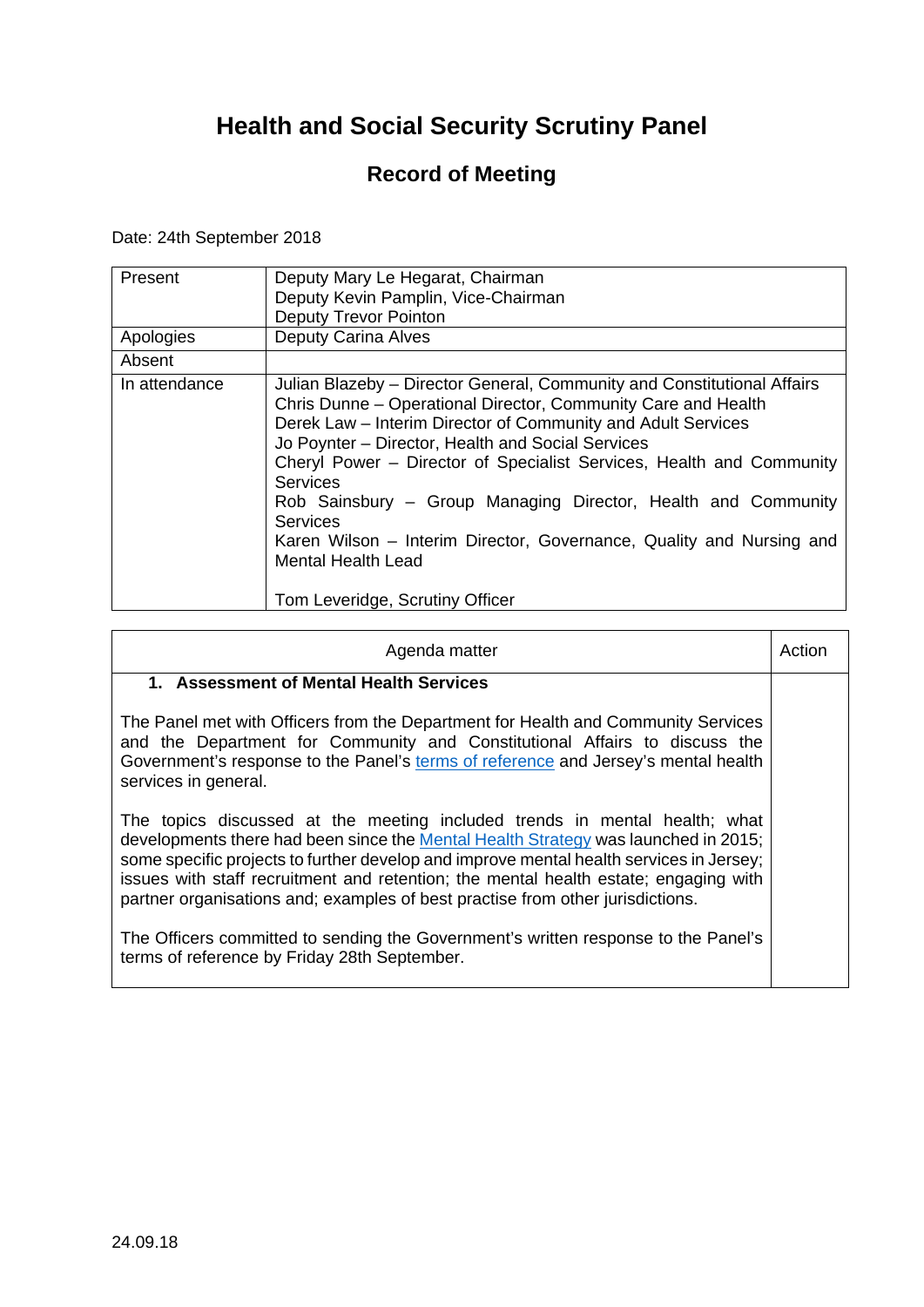# Health and Social Security Scrutiny Panel

## Record of Meeting

Date: 24th September 2018

| | |
|---|---|
| Present | Deputy Mary Le Hegarat, Chairman<br>Deputy Kevin Pamplin, Vice-Chairman<br>Deputy Trevor Pointon |
| Apologies | Deputy Carina Alves |
| Absent | |
| In attendance | Julian Blazeby – Director General, Community and Constitutional Affairs<br>Chris Dunne – Operational Director, Community Care and Health<br>Derek Law – Interim Director of Community and Adult Services<br>Jo Poynter – Director, Health and Social Services<br>Cheryl Power – Director of Specialist Services, Health and Community Services<br>Rob Sainsbury – Group Managing Director, Health and Community Services<br>Karen Wilson – Interim Director, Governance, Quality and Nursing and Mental Health Lead<br><br>Tom Leveridge, Scrutiny Officer |

| Agenda matter | Action |
|---|---|
| **1. Assessment of Mental Health Services**<br><br>The Panel met with Officers from the Department for Health and Community Services and the Department for Community and Constitutional Affairs to discuss the Government's response to the Panel's terms of reference and Jersey's mental health services in general.<br><br>The topics discussed at the meeting included trends in mental health; what developments there had been since the Mental Health Strategy was launched in 2015; some specific projects to further develop and improve mental health services in Jersey; issues with staff recruitment and retention; the mental health estate; engaging with partner organisations and; examples of best practise from other jurisdictions.<br><br>The Officers committed to sending the Government's written response to the Panel's terms of reference by Friday 28th September. | |

24.09.18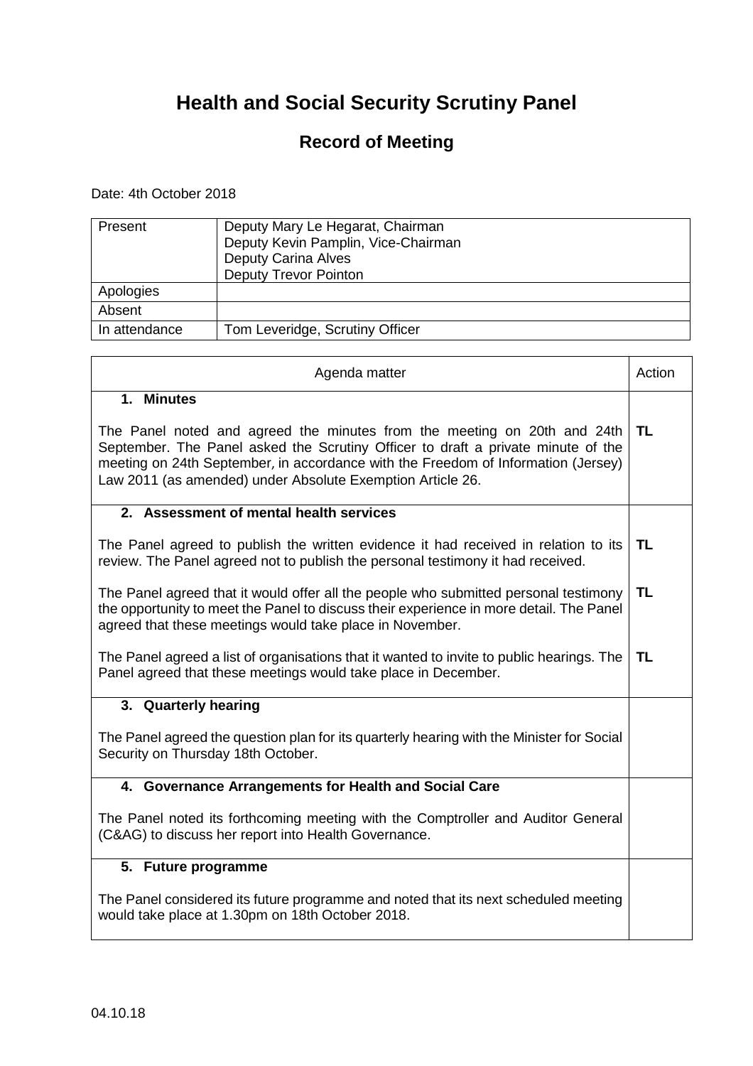# Health and Social Security Scrutiny Panel

## Record of Meeting

Date: 4th October 2018

| Present | Deputy Mary Le Hegarat, Chairman<br>Deputy Kevin Pamplin, Vice-Chairman<br>Deputy Carina Alves<br>Deputy Trevor Pointon |
|---|---|
| Apologies | |
| Absent | |
| In attendance | Tom Leveridge, Scrutiny Officer |

| Agenda matter | Action |
|---|---|
| **1. Minutes**<br><br>The Panel noted and agreed the minutes from the meeting on 20th and 24th September. The Panel asked the Scrutiny Officer to draft a private minute of the meeting on 24th September, in accordance with the Freedom of Information (Jersey) Law 2011 (as amended) under Absolute Exemption Article 26. | **TL** |
| **2. Assessment of mental health services**<br><br>The Panel agreed to publish the written evidence it had received in relation to its review. The Panel agreed not to publish the personal testimony it had received.<br><br>The Panel agreed that it would offer all the people who submitted personal testimony the opportunity to meet the Panel to discuss their experience in more detail. The Panel agreed that these meetings would take place in November.<br><br>The Panel agreed a list of organisations that it wanted to invite to public hearings. The Panel agreed that these meetings would take place in December. | **TL**<br><br>**TL**<br><br>**TL** |
| **3. Quarterly hearing**<br><br>The Panel agreed the question plan for its quarterly hearing with the Minister for Social Security on Thursday 18th October. | |
| **4. Governance Arrangements for Health and Social Care**<br><br>The Panel noted its forthcoming meeting with the Comptroller and Auditor General (C&AG) to discuss her report into Health Governance. | |
| **5. Future programme**<br><br>The Panel considered its future programme and noted that its next scheduled meeting would take place at 1.30pm on 18th October 2018. | |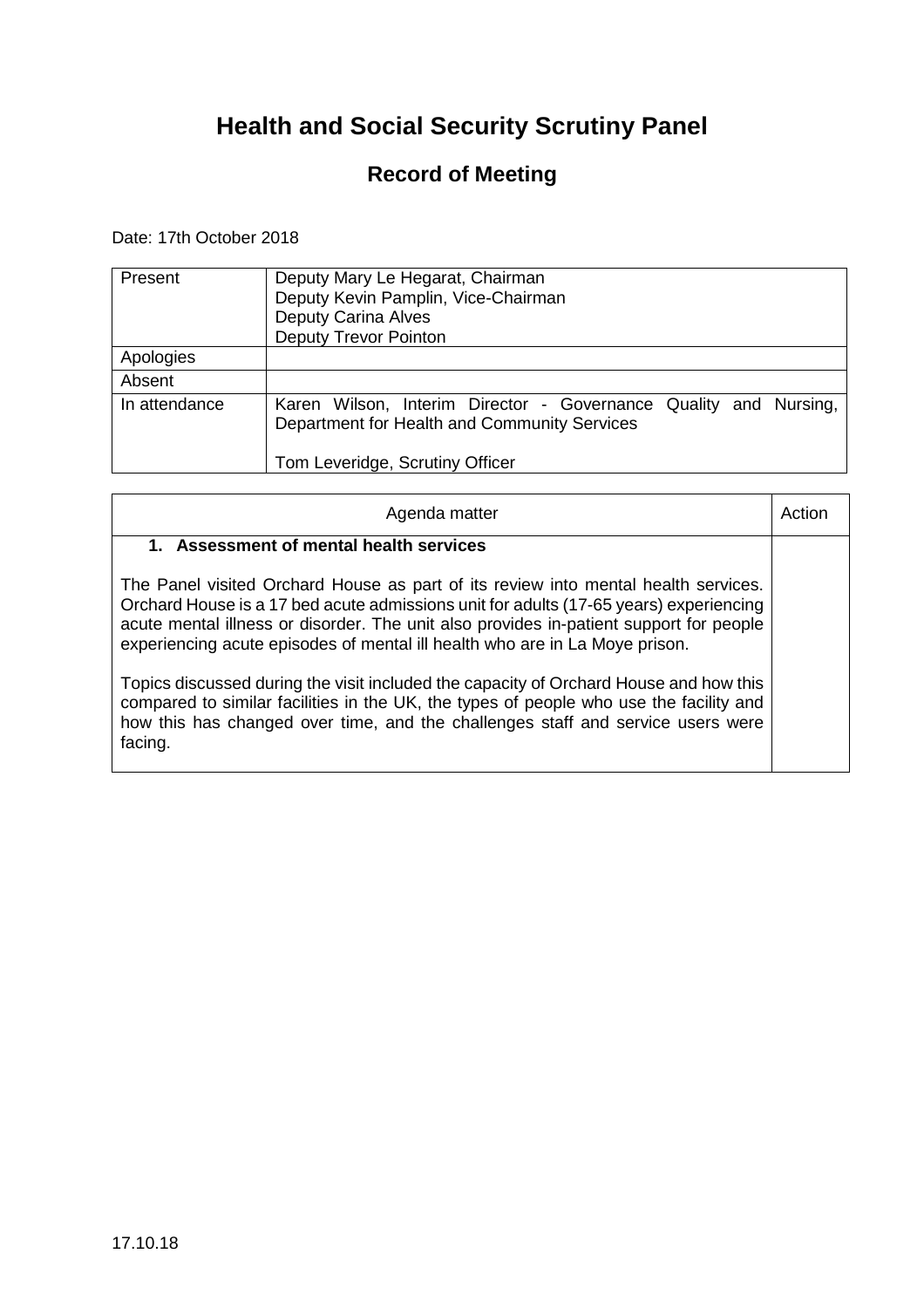# Health and Social Security Scrutiny Panel

## Record of Meeting

Date: 17th October 2018

| | |
|---|---|
| Present | Deputy Mary Le Hegarat, Chairman<br>Deputy Kevin Pamplin, Vice-Chairman<br>Deputy Carina Alves<br>Deputy Trevor Pointon |
| Apologies | |
| Absent | |
| In attendance | Karen Wilson, Interim Director - Governance Quality and Nursing, Department for Health and Community Services<br><br>Tom Leveridge, Scrutiny Officer |

| Agenda matter | Action |
|---|---|
| **1. Assessment of mental health services**<br><br>The Panel visited Orchard House as part of its review into mental health services. Orchard House is a 17 bed acute admissions unit for adults (17-65 years) experiencing acute mental illness or disorder. The unit also provides in-patient support for people experiencing acute episodes of mental ill health who are in La Moye prison.<br><br>Topics discussed during the visit included the capacity of Orchard House and how this compared to similar facilities in the UK, the types of people who use the facility and how this has changed over time, and the challenges staff and service users were facing. | |

17.10.18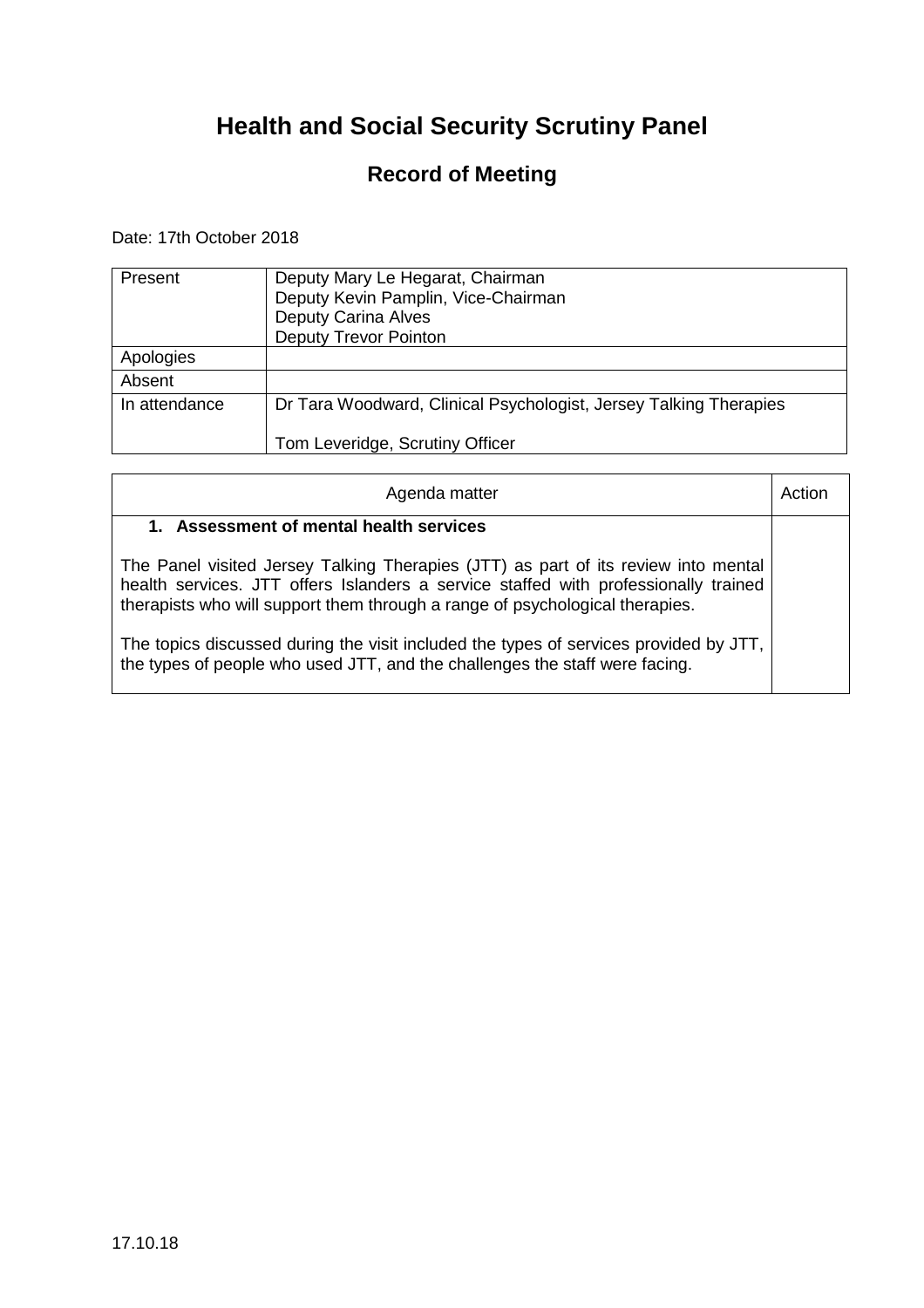# Health and Social Security Scrutiny Panel

## Record of Meeting

Date: 17th October 2018

| | |
|---|---|
| Present | Deputy Mary Le Hegarat, Chairman<br>Deputy Kevin Pamplin, Vice-Chairman<br>Deputy Carina Alves<br>Deputy Trevor Pointon |
| Apologies | |
| Absent | |
| In attendance | Dr Tara Woodward, Clinical Psychologist, Jersey Talking Therapies<br><br>Tom Leveridge, Scrutiny Officer |

| Agenda matter | Action |
|---|---|
| **1. Assessment of mental health services**<br><br>The Panel visited Jersey Talking Therapies (JTT) as part of its review into mental health services. JTT offers Islanders a service staffed with professionally trained therapists who will support them through a range of psychological therapies.<br><br>The topics discussed during the visit included the types of services provided by JTT, the types of people who used JTT, and the challenges the staff were facing. | |

17.10.18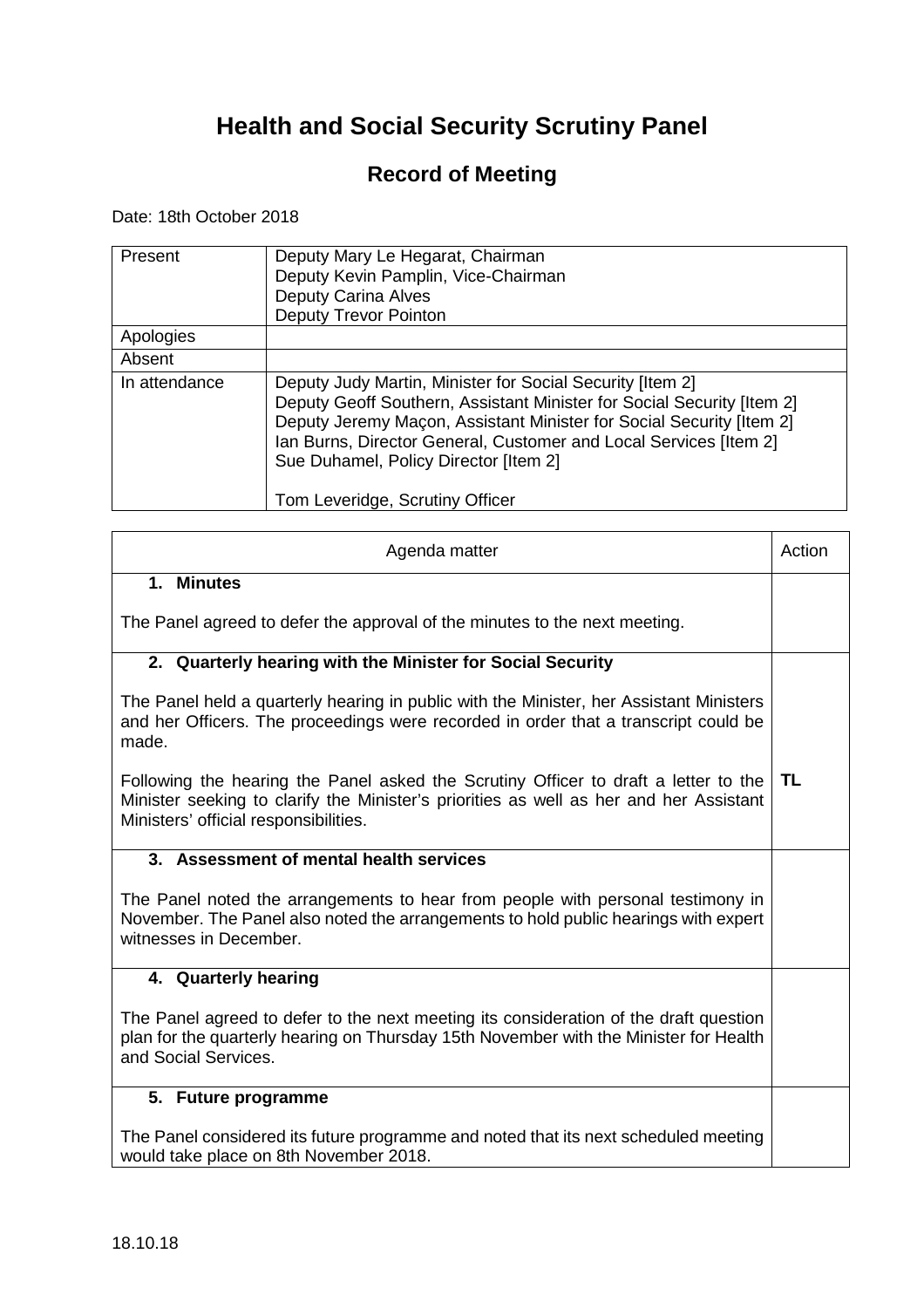# Health and Social Security Scrutiny Panel

## Record of Meeting

Date: 18th October 2018

| Present | Deputy Mary Le Hegarat, Chairman<br>Deputy Kevin Pamplin, Vice-Chairman<br>Deputy Carina Alves<br>Deputy Trevor Pointon |
|---|---|
| Apologies | |
| Absent | |
| In attendance | Deputy Judy Martin, Minister for Social Security [Item 2]<br>Deputy Geoff Southern, Assistant Minister for Social Security [Item 2]<br>Deputy Jeremy Maçon, Assistant Minister for Social Security [Item 2]<br>Ian Burns, Director General, Customer and Local Services [Item 2]<br>Sue Duhamel, Policy Director [Item 2]<br><br>Tom Leveridge, Scrutiny Officer |

| Agenda matter | Action |
|---|---|
| **1. Minutes**<br><br>The Panel agreed to defer the approval of the minutes to the next meeting. | |
| **2. Quarterly hearing with the Minister for Social Security**<br><br>The Panel held a quarterly hearing in public with the Minister, her Assistant Ministers and her Officers. The proceedings were recorded in order that a transcript could be made.<br><br>Following the hearing the Panel asked the Scrutiny Officer to draft a letter to the Minister seeking to clarify the Minister's priorities as well as her and her Assistant Ministers' official responsibilities. | **TL** |
| **3. Assessment of mental health services**<br><br>The Panel noted the arrangements to hear from people with personal testimony in November. The Panel also noted the arrangements to hold public hearings with expert witnesses in December. | |
| **4. Quarterly hearing**<br><br>The Panel agreed to defer to the next meeting its consideration of the draft question plan for the quarterly hearing on Thursday 15th November with the Minister for Health and Social Services. | |
| **5. Future programme**<br><br>The Panel considered its future programme and noted that its next scheduled meeting would take place on 8th November 2018. | |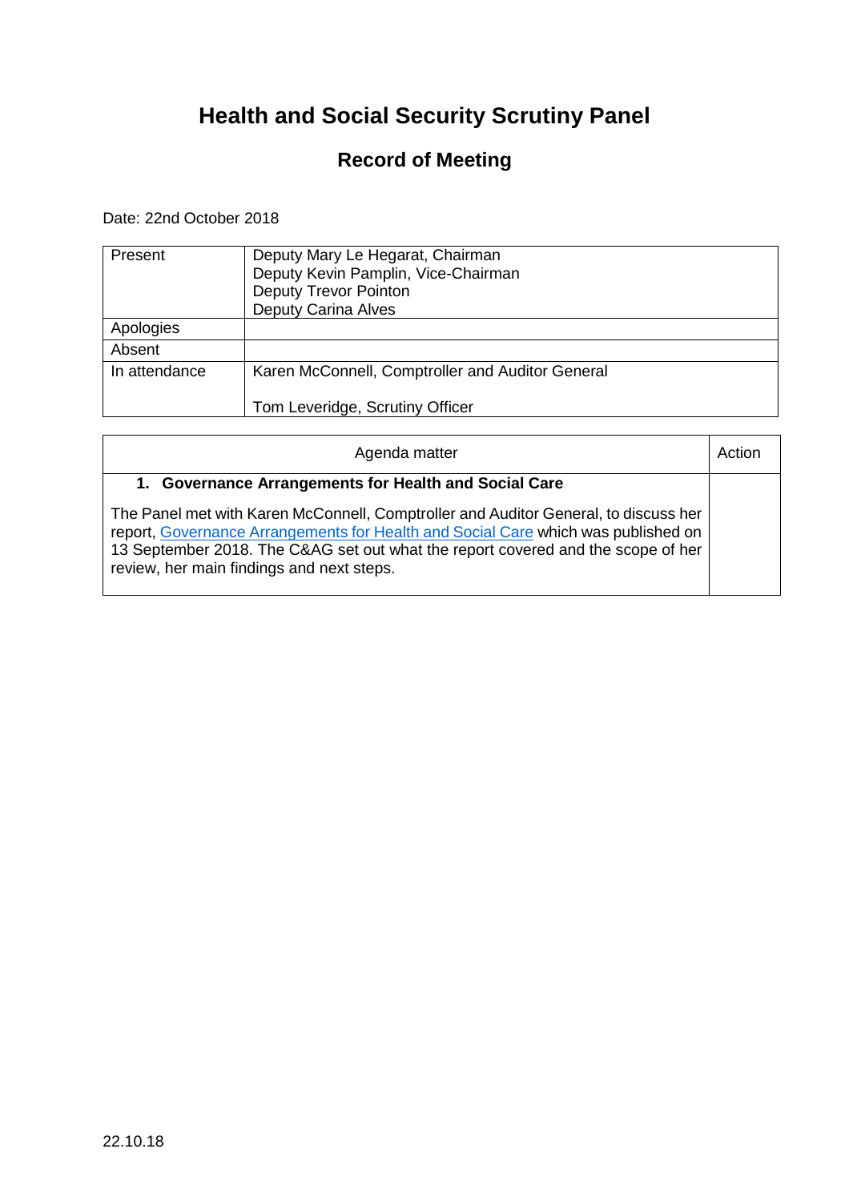# Health and Social Security Scrutiny Panel

## Record of Meeting

Date: 22nd October 2018

| | |
|---|---|
| Present | Deputy Mary Le Hegarat, Chairman<br>Deputy Kevin Pamplin, Vice-Chairman<br>Deputy Trevor Pointon<br>Deputy Carina Alves |
| Apologies | |
| Absent | |
| In attendance | Karen McConnell, Comptroller and Auditor General<br><br>Tom Leveridge, Scrutiny Officer |

| Agenda matter | Action |
|---|---|
| **1. Governance Arrangements for Health and Social Care**<br><br>The Panel met with Karen McConnell, Comptroller and Auditor General, to discuss her report, Governance Arrangements for Health and Social Care which was published on 13 September 2018. The C&AG set out what the report covered and the scope of her review, her main findings and next steps. | |

22.10.18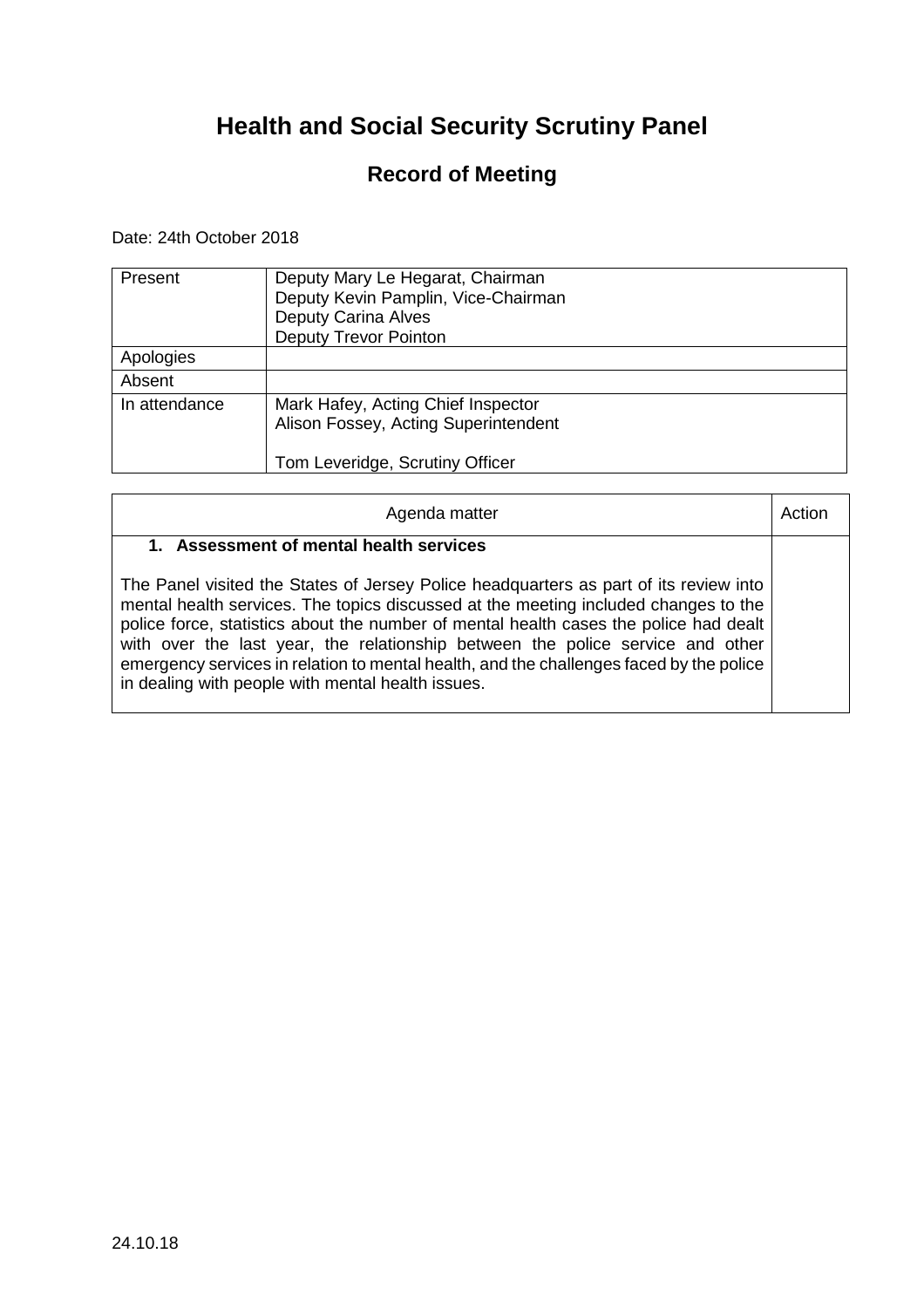# Health and Social Security Scrutiny Panel

## Record of Meeting

Date: 24th October 2018

| | |
|---|---|
| Present | Deputy Mary Le Hegarat, Chairman<br>Deputy Kevin Pamplin, Vice-Chairman<br>Deputy Carina Alves<br>Deputy Trevor Pointon |
| Apologies | |
| Absent | |
| In attendance | Mark Hafey, Acting Chief Inspector<br>Alison Fossey, Acting Superintendent<br><br>Tom Leveridge, Scrutiny Officer |

| Agenda matter | Action |
|---|---|
| **1. Assessment of mental health services**<br><br>The Panel visited the States of Jersey Police headquarters as part of its review into mental health services. The topics discussed at the meeting included changes to the police force, statistics about the number of mental health cases the police had dealt with over the last year, the relationship between the police service and other emergency services in relation to mental health, and the challenges faced by the police in dealing with people with mental health issues. | |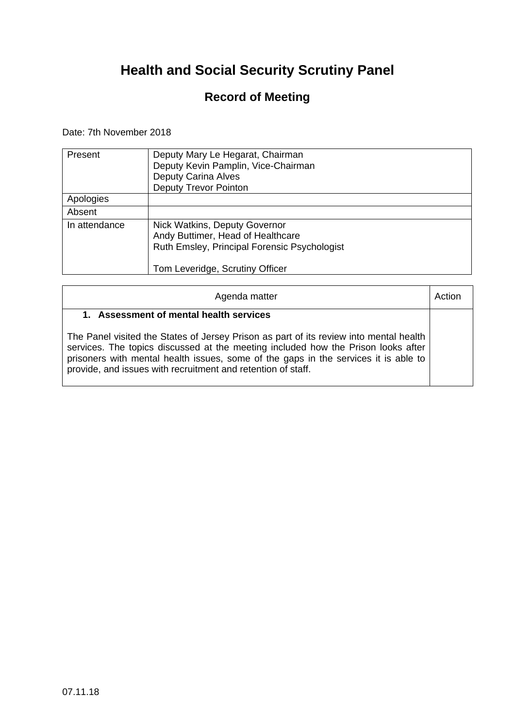# Health and Social Security Scrutiny Panel

## Record of Meeting

Date: 7th November 2018

| | |
|---|---|
| Present | Deputy Mary Le Hegarat, Chairman<br>Deputy Kevin Pamplin, Vice-Chairman<br>Deputy Carina Alves<br>Deputy Trevor Pointon |
| Apologies | |
| Absent | |
| In attendance | Nick Watkins, Deputy Governor<br>Andy Buttimer, Head of Healthcare<br>Ruth Emsley, Principal Forensic Psychologist<br><br>Tom Leveridge, Scrutiny Officer |

| Agenda matter | Action |
|---|---|
| **1. Assessment of mental health services**<br><br>The Panel visited the States of Jersey Prison as part of its review into mental health services. The topics discussed at the meeting included how the Prison looks after prisoners with mental health issues, some of the gaps in the services it is able to provide, and issues with recruitment and retention of staff. | |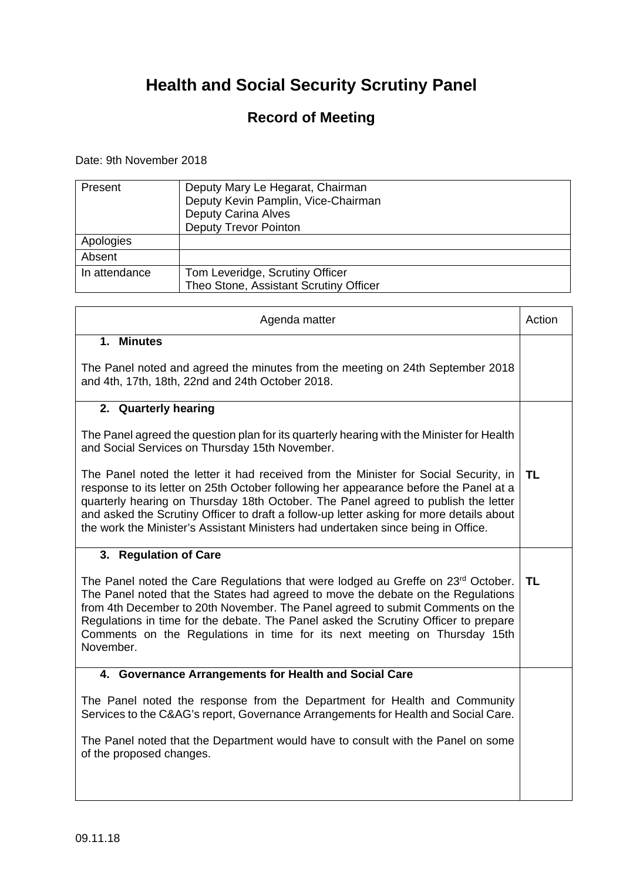# Health and Social Security Scrutiny Panel

## Record of Meeting

Date: 9th November 2018

| Present | Deputy Mary Le Hegarat, Chairman<br>Deputy Kevin Pamplin, Vice-Chairman<br>Deputy Carina Alves<br>Deputy Trevor Pointon |
|---|---|
| Apologies | |
| Absent | |
| In attendance | Tom Leveridge, Scrutiny Officer<br>Theo Stone, Assistant Scrutiny Officer |

| Agenda matter | Action |
|---|---|
| **1. Minutes**<br><br>The Panel noted and agreed the minutes from the meeting on 24th September 2018 and 4th, 17th, 18th, 22nd and 24th October 2018. | |
| **2. Quarterly hearing**<br><br>The Panel agreed the question plan for its quarterly hearing with the Minister for Health and Social Services on Thursday 15th November.<br><br>The Panel noted the letter it had received from the Minister for Social Security, in response to its letter on 25th October following her appearance before the Panel at a quarterly hearing on Thursday 18th October. The Panel agreed to publish the letter and asked the Scrutiny Officer to draft a follow-up letter asking for more details about the work the Minister's Assistant Ministers had undertaken since being in Office. | **TL** |
| **3. Regulation of Care**<br><br>The Panel noted the Care Regulations that were lodged au Greffe on 23rd October. The Panel noted that the States had agreed to move the debate on the Regulations from 4th December to 20th November. The Panel agreed to submit Comments on the Regulations in time for the debate. The Panel asked the Scrutiny Officer to prepare Comments on the Regulations in time for its next meeting on Thursday 15th November. | **TL** |
| **4. Governance Arrangements for Health and Social Care**<br><br>The Panel noted the response from the Department for Health and Community Services to the C&AG's report, Governance Arrangements for Health and Social Care.<br><br>The Panel noted that the Department would have to consult with the Panel on some of the proposed changes. | |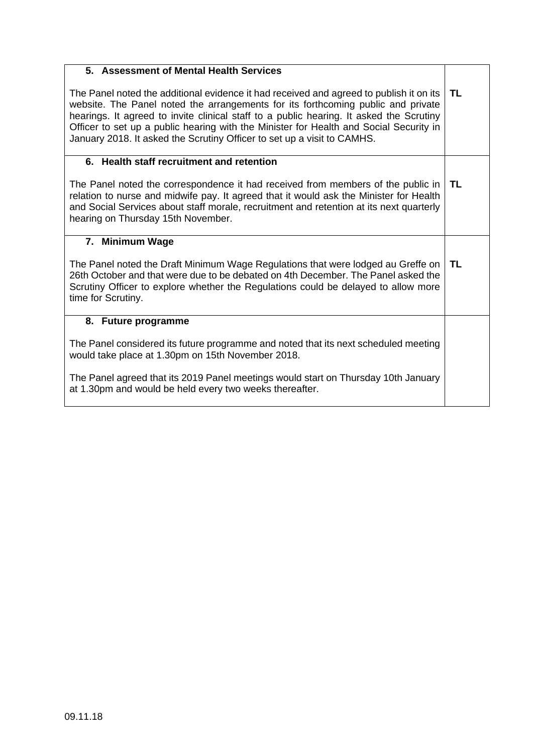| | |
|---|---|
| **5. Assessment of Mental Health Services**<br><br>The Panel noted the additional evidence it had received and agreed to publish it on its website. The Panel noted the arrangements for its forthcoming public and private hearings. It agreed to invite clinical staff to a public hearing. It asked the Scrutiny Officer to set up a public hearing with the Minister for Health and Social Security in January 2018. It asked the Scrutiny Officer to set up a visit to CAMHS. | **TL** |
| **6. Health staff recruitment and retention**<br><br>The Panel noted the correspondence it had received from members of the public in relation to nurse and midwife pay. It agreed that it would ask the Minister for Health and Social Services about staff morale, recruitment and retention at its next quarterly hearing on Thursday 15th November. | **TL** |
| **7. Minimum Wage**<br><br>The Panel noted the Draft Minimum Wage Regulations that were lodged au Greffe on 26th October and that were due to be debated on 4th December. The Panel asked the Scrutiny Officer to explore whether the Regulations could be delayed to allow more time for Scrutiny. | **TL** |
| **8. Future programme**<br><br>The Panel considered its future programme and noted that its next scheduled meeting would take place at 1.30pm on 15th November 2018.<br><br>The Panel agreed that its 2019 Panel meetings would start on Thursday 10th January at 1.30pm and would be held every two weeks thereafter. | |

09.11.18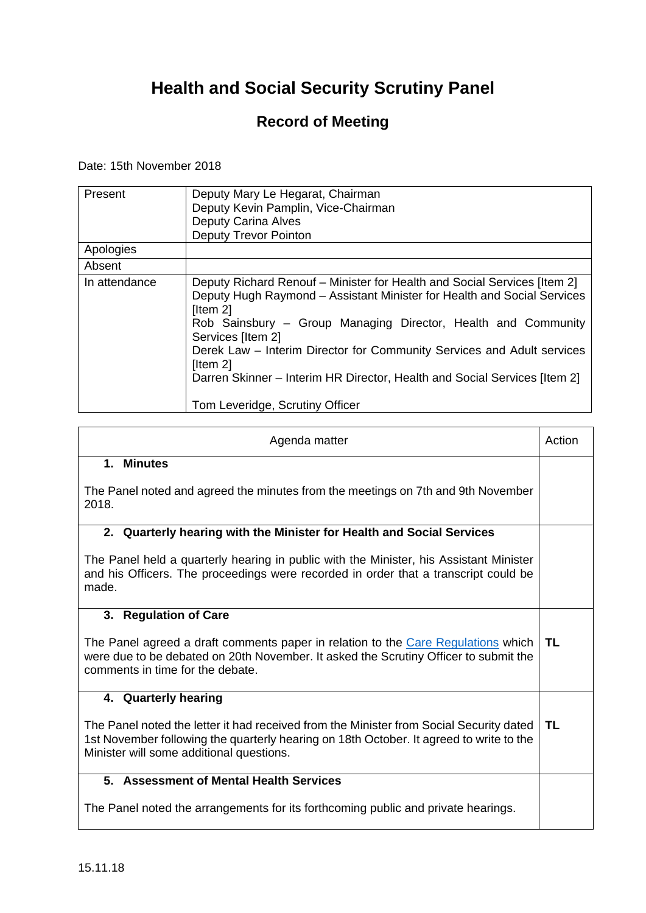# Health and Social Security Scrutiny Panel

## Record of Meeting

Date: 15th November 2018

| | |
|---|---|
| Present | Deputy Mary Le Hegarat, Chairman<br>Deputy Kevin Pamplin, Vice-Chairman<br>Deputy Carina Alves<br>Deputy Trevor Pointon |
| Apologies | |
| Absent | |
| In attendance | Deputy Richard Renouf – Minister for Health and Social Services [Item 2]<br>Deputy Hugh Raymond – Assistant Minister for Health and Social Services [Item 2]<br>Rob Sainsbury – Group Managing Director, Health and Community Services [Item 2]<br>Derek Law – Interim Director for Community Services and Adult services [Item 2]<br>Darren Skinner – Interim HR Director, Health and Social Services [Item 2]<br><br>Tom Leveridge, Scrutiny Officer |

| Agenda matter | Action |
|---|---|
| **1. Minutes**<br><br>The Panel noted and agreed the minutes from the meetings on 7th and 9th November 2018. | |
| **2. Quarterly hearing with the Minister for Health and Social Services**<br><br>The Panel held a quarterly hearing in public with the Minister, his Assistant Minister and his Officers. The proceedings were recorded in order that a transcript could be made. | |
| **3. Regulation of Care**<br><br>The Panel agreed a draft comments paper in relation to the Care Regulations which were due to be debated on 20th November. It asked the Scrutiny Officer to submit the comments in time for the debate. | **TL** |
| **4. Quarterly hearing**<br><br>The Panel noted the letter it had received from the Minister from Social Security dated 1st November following the quarterly hearing on 18th October. It agreed to write to the Minister will some additional questions. | **TL** |
| **5. Assessment of Mental Health Services**<br><br>The Panel noted the arrangements for its forthcoming public and private hearings. | |

15.11.18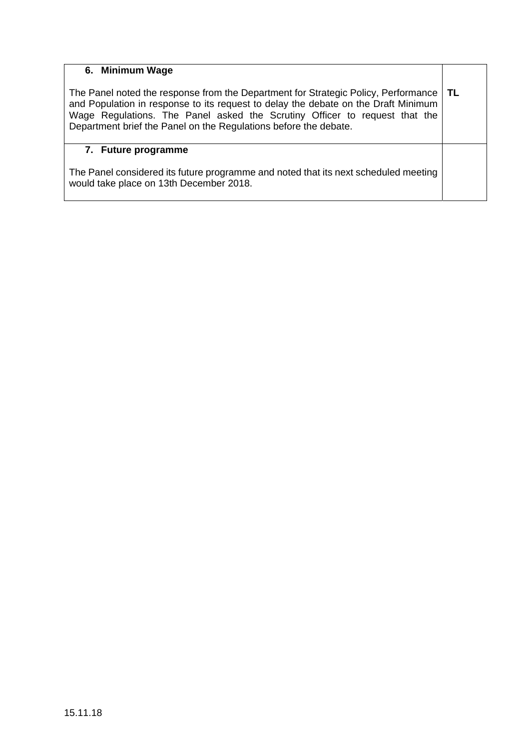| | |
|---|---|
| **6. Minimum Wage**<br><br>The Panel noted the response from the Department for Strategic Policy, Performance and Population in response to its request to delay the debate on the Draft Minimum Wage Regulations. The Panel asked the Scrutiny Officer to request that the Department brief the Panel on the Regulations before the debate. | **TL** |
| **7. Future programme**<br><br>The Panel considered its future programme and noted that its next scheduled meeting would take place on 13th December 2018. | |

15.11.18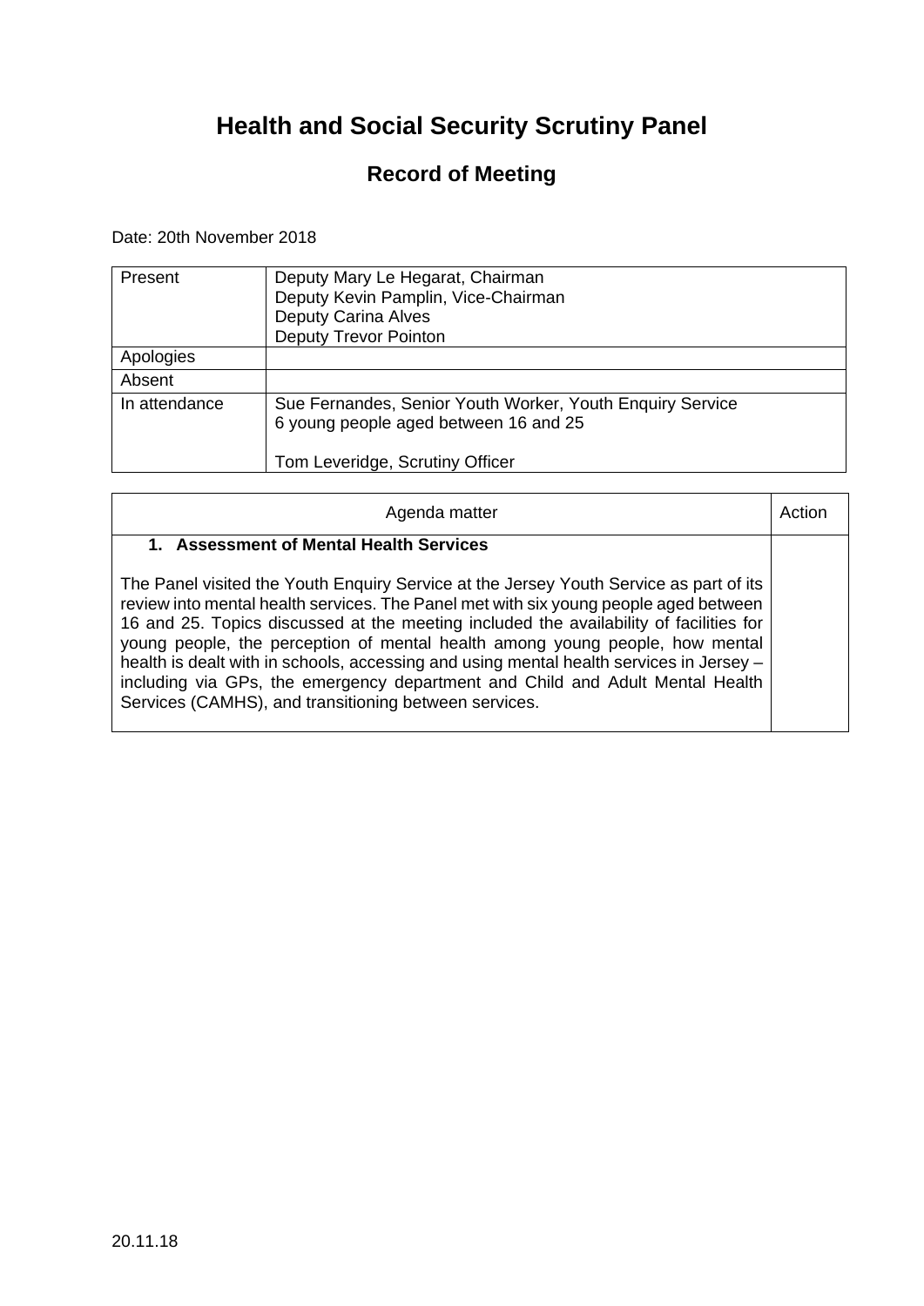# Health and Social Security Scrutiny Panel

## Record of Meeting

Date: 20th November 2018

| | |
|---|---|
| Present | Deputy Mary Le Hegarat, Chairman<br>Deputy Kevin Pamplin, Vice-Chairman<br>Deputy Carina Alves<br>Deputy Trevor Pointon |
| Apologies | |
| Absent | |
| In attendance | Sue Fernandes, Senior Youth Worker, Youth Enquiry Service<br>6 young people aged between 16 and 25<br><br>Tom Leveridge, Scrutiny Officer |

| Agenda matter | Action |
|---|---|
| **1. Assessment of Mental Health Services**<br><br>The Panel visited the Youth Enquiry Service at the Jersey Youth Service as part of its review into mental health services. The Panel met with six young people aged between 16 and 25. Topics discussed at the meeting included the availability of facilities for young people, the perception of mental health among young people, how mental health is dealt with in schools, accessing and using mental health services in Jersey – including via GPs, the emergency department and Child and Adult Mental Health Services (CAMHS), and transitioning between services. | |

20.11.18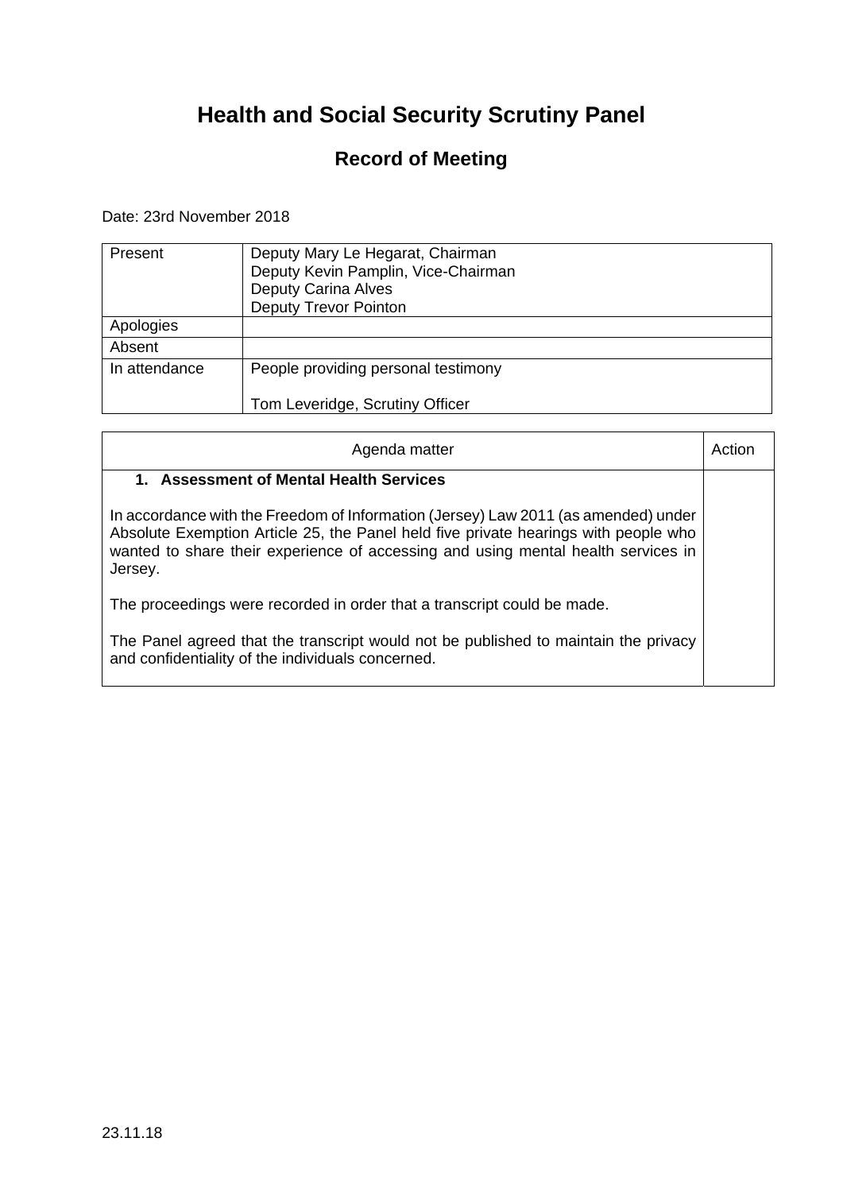# Health and Social Security Scrutiny Panel

## Record of Meeting

Date: 23rd November 2018

| | |
|---|---|
| Present | Deputy Mary Le Hegarat, Chairman<br>Deputy Kevin Pamplin, Vice-Chairman<br>Deputy Carina Alves<br>Deputy Trevor Pointon |
| Apologies | |
| Absent | |
| In attendance | People providing personal testimony<br><br>Tom Leveridge, Scrutiny Officer |

| Agenda matter | Action |
|---|---|
| **1. Assessment of Mental Health Services**<br><br>In accordance with the Freedom of Information (Jersey) Law 2011 (as amended) under Absolute Exemption Article 25, the Panel held five private hearings with people who wanted to share their experience of accessing and using mental health services in Jersey.<br><br>The proceedings were recorded in order that a transcript could be made.<br><br>The Panel agreed that the transcript would not be published to maintain the privacy and confidentiality of the individuals concerned. | |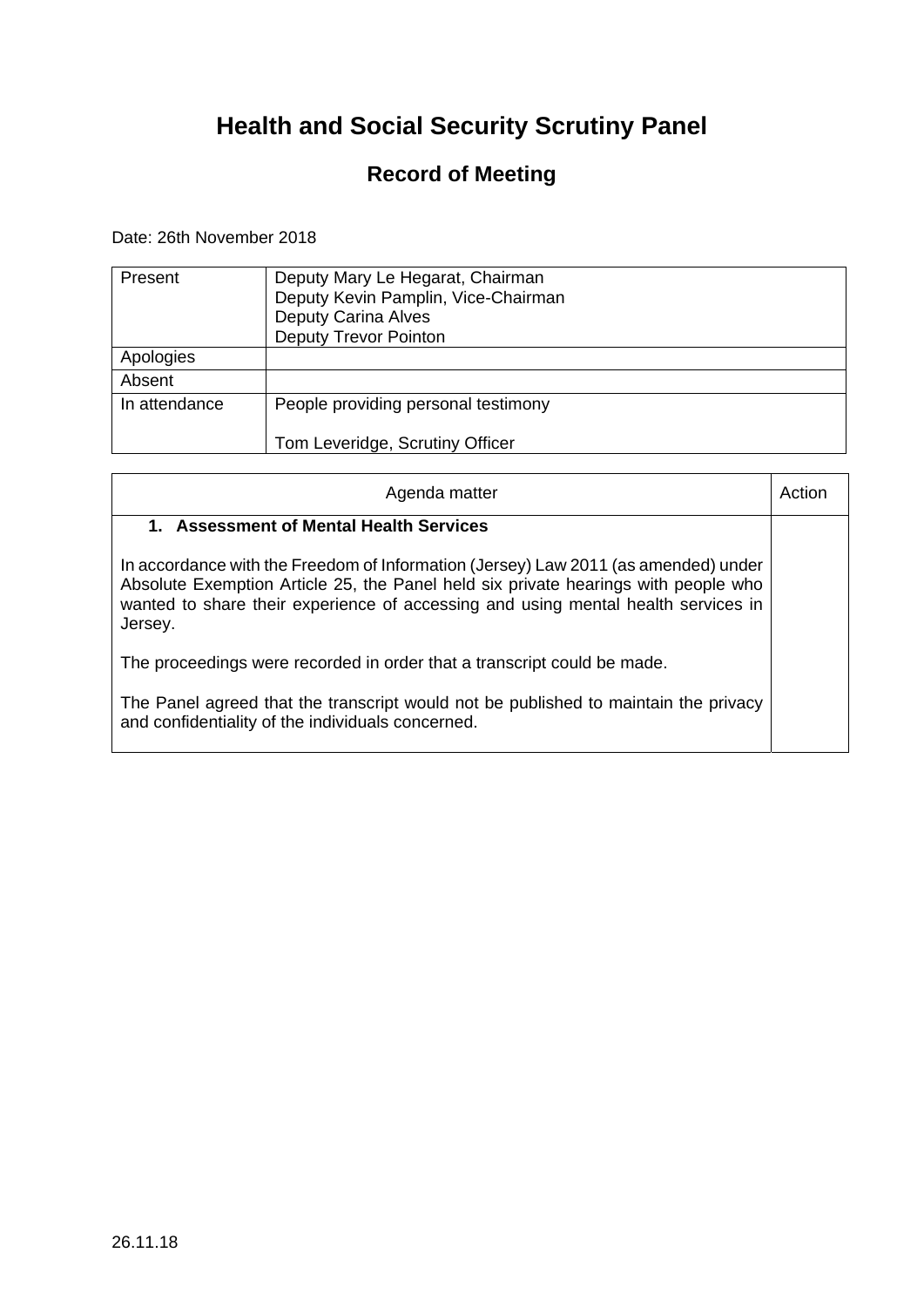# Health and Social Security Scrutiny Panel

## Record of Meeting

Date: 26th November 2018

| | |
|---|---|
| Present | Deputy Mary Le Hegarat, Chairman<br>Deputy Kevin Pamplin, Vice-Chairman<br>Deputy Carina Alves<br>Deputy Trevor Pointon |
| Apologies | |
| Absent | |
| In attendance | People providing personal testimony<br><br>Tom Leveridge, Scrutiny Officer |

| Agenda matter | Action |
|---|---|
| **1. Assessment of Mental Health Services**<br><br>In accordance with the Freedom of Information (Jersey) Law 2011 (as amended) under Absolute Exemption Article 25, the Panel held six private hearings with people who wanted to share their experience of accessing and using mental health services in Jersey.<br><br>The proceedings were recorded in order that a transcript could be made.<br><br>The Panel agreed that the transcript would not be published to maintain the privacy and confidentiality of the individuals concerned. | |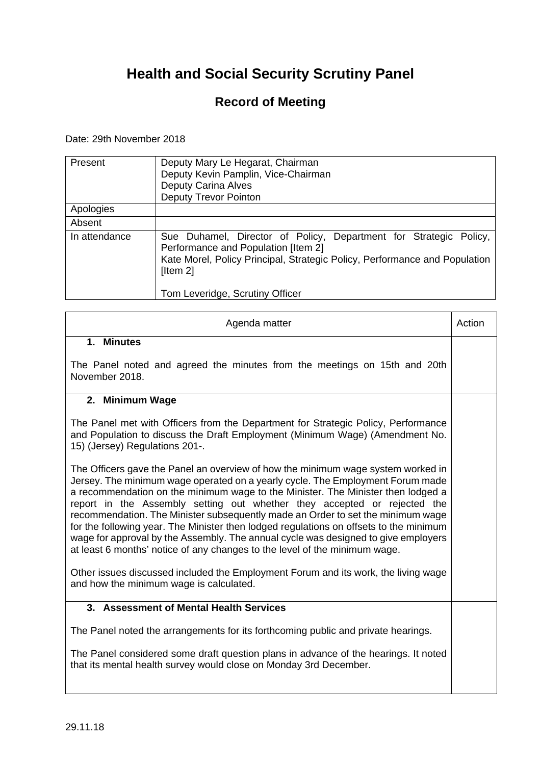# Health and Social Security Scrutiny Panel

## Record of Meeting

Date: 29th November 2018

| | |
|---|---|
| Present | Deputy Mary Le Hegarat, Chairman<br>Deputy Kevin Pamplin, Vice-Chairman<br>Deputy Carina Alves<br>Deputy Trevor Pointon |
| Apologies | |
| Absent | |
| In attendance | Sue Duhamel, Director of Policy, Department for Strategic Policy, Performance and Population [Item 2]<br>Kate Morel, Policy Principal, Strategic Policy, Performance and Population [Item 2]<br><br>Tom Leveridge, Scrutiny Officer |

| Agenda matter | Action |
|---|---|
| **1. Minutes**<br><br>The Panel noted and agreed the minutes from the meetings on 15th and 20th November 2018. | |
| **2. Minimum Wage**<br><br>The Panel met with Officers from the Department for Strategic Policy, Performance and Population to discuss the Draft Employment (Minimum Wage) (Amendment No. 15) (Jersey) Regulations 201-.<br><br>The Officers gave the Panel an overview of how the minimum wage system worked in Jersey. The minimum wage operated on a yearly cycle. The Employment Forum made a recommendation on the minimum wage to the Minister. The Minister then lodged a report in the Assembly setting out whether they accepted or rejected the recommendation. The Minister subsequently made an Order to set the minimum wage for the following year. The Minister then lodged regulations on offsets to the minimum wage for approval by the Assembly. The annual cycle was designed to give employers at least 6 months' notice of any changes to the level of the minimum wage.<br><br>Other issues discussed included the Employment Forum and its work, the living wage and how the minimum wage is calculated. | |
| **3. Assessment of Mental Health Services**<br><br>The Panel noted the arrangements for its forthcoming public and private hearings.<br><br>The Panel considered some draft question plans in advance of the hearings. It noted that its mental health survey would close on Monday 3rd December. | |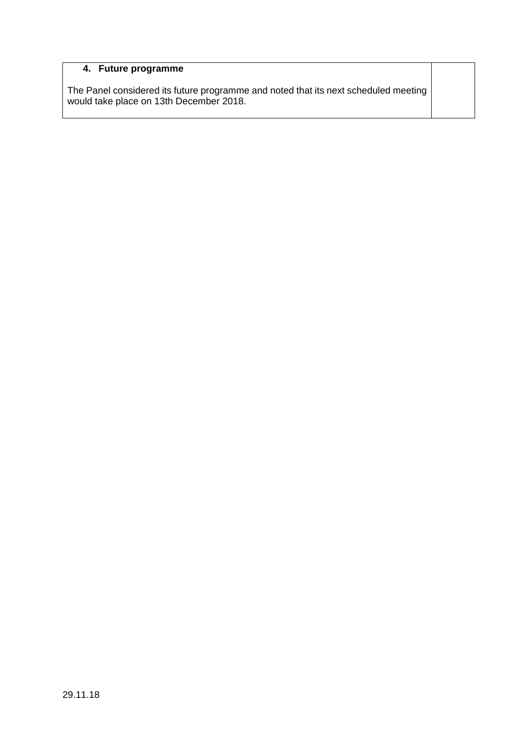| **4. Future programme**<br><br>The Panel considered its future programme and noted that its next scheduled meeting would take place on 13th December 2018. | |
|---|---|

29.11.18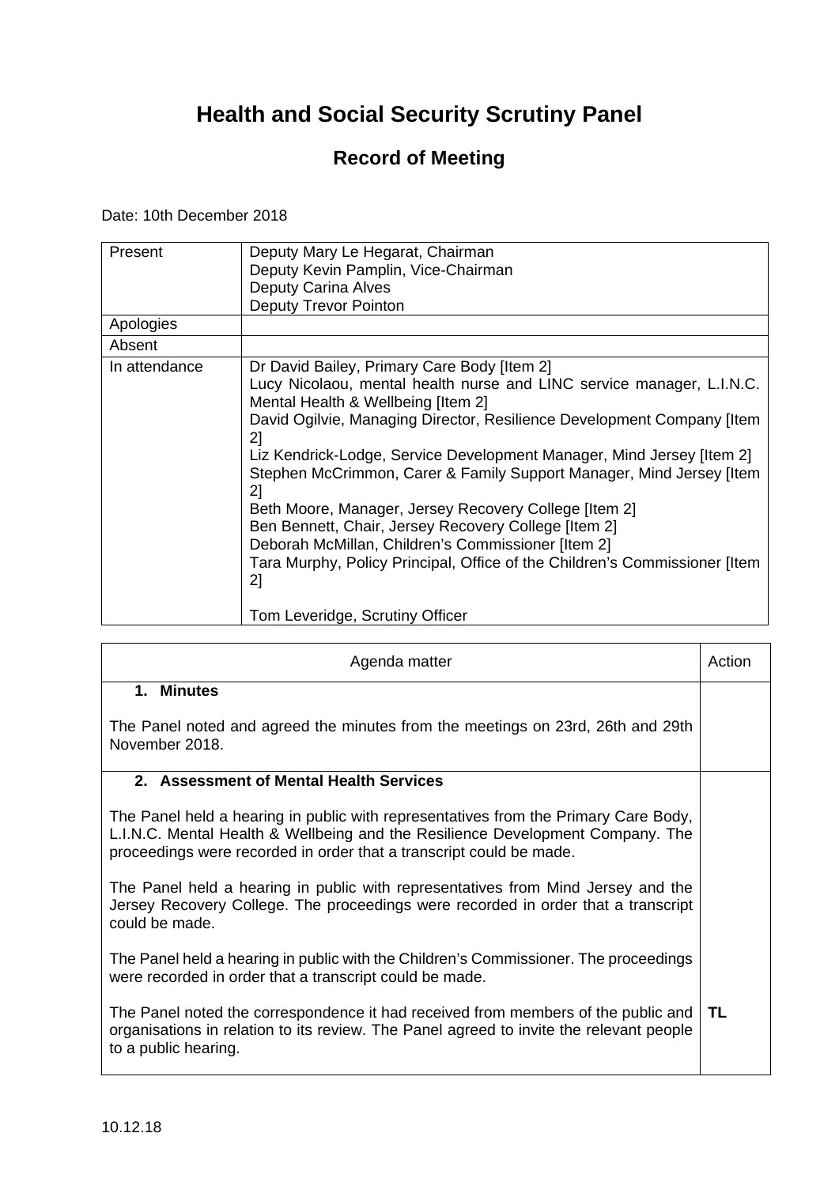# Health and Social Security Scrutiny Panel

## Record of Meeting

Date: 10th December 2018

| | |
|---|---|
| Present | Deputy Mary Le Hegarat, Chairman<br>Deputy Kevin Pamplin, Vice-Chairman<br>Deputy Carina Alves<br>Deputy Trevor Pointon |
| Apologies | |
| Absent | |
| In attendance | Dr David Bailey, Primary Care Body [Item 2]<br>Lucy Nicolaou, mental health nurse and LINC service manager, L.I.N.C. Mental Health & Wellbeing [Item 2]<br>David Ogilvie, Managing Director, Resilience Development Company [Item 2]<br>Liz Kendrick-Lodge, Service Development Manager, Mind Jersey [Item 2]<br>Stephen McCrimmon, Carer & Family Support Manager, Mind Jersey [Item 2]<br>Beth Moore, Manager, Jersey Recovery College [Item 2]<br>Ben Bennett, Chair, Jersey Recovery College [Item 2]<br>Deborah McMillan, Children's Commissioner [Item 2]<br>Tara Murphy, Policy Principal, Office of the Children's Commissioner [Item 2]<br><br>Tom Leveridge, Scrutiny Officer |

| Agenda matter | Action |
|---|---|
| **1. Minutes**<br><br>The Panel noted and agreed the minutes from the meetings on 23rd, 26th and 29th November 2018. | |
| **2. Assessment of Mental Health Services**<br><br>The Panel held a hearing in public with representatives from the Primary Care Body, L.I.N.C. Mental Health & Wellbeing and the Resilience Development Company. The proceedings were recorded in order that a transcript could be made.<br><br>The Panel held a hearing in public with representatives from Mind Jersey and the Jersey Recovery College. The proceedings were recorded in order that a transcript could be made.<br><br>The Panel held a hearing in public with the Children's Commissioner. The proceedings were recorded in order that a transcript could be made.<br><br>The Panel noted the correspondence it had received from members of the public and organisations in relation to its review. The Panel agreed to invite the relevant people to a public hearing. | **TL** |

10.12.18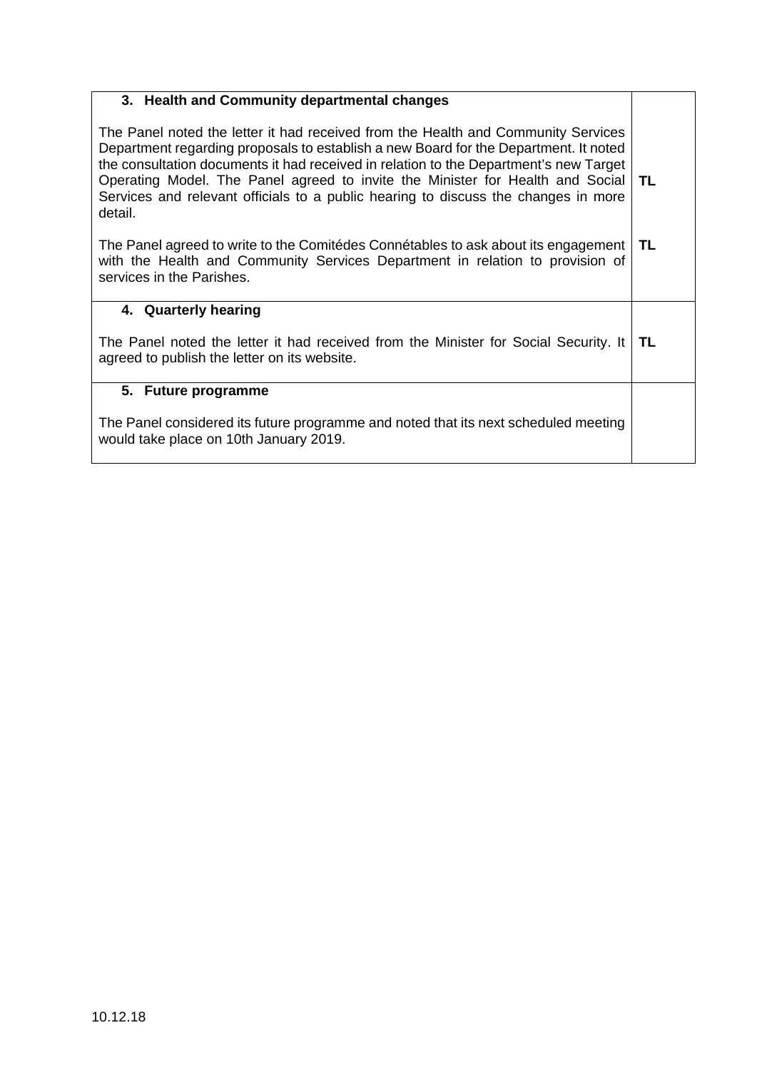| | |
|---|---|
| **3. Health and Community departmental changes**<br><br>The Panel noted the letter it had received from the Health and Community Services Department regarding proposals to establish a new Board for the Department. It noted the consultation documents it had received in relation to the Department's new Target Operating Model. The Panel agreed to invite the Minister for Health and Social Services and relevant officials to a public hearing to discuss the changes in more detail.<br><br>The Panel agreed to write to the Comitédes Connétables to ask about its engagement with the Health and Community Services Department in relation to provision of services in the Parishes. | **TL**<br><br>**TL** |
| **4. Quarterly hearing**<br><br>The Panel noted the letter it had received from the Minister for Social Security. It agreed to publish the letter on its website. | **TL** |
| **5. Future programme**<br><br>The Panel considered its future programme and noted that its next scheduled meeting would take place on 10th January 2019. | |

10.12.18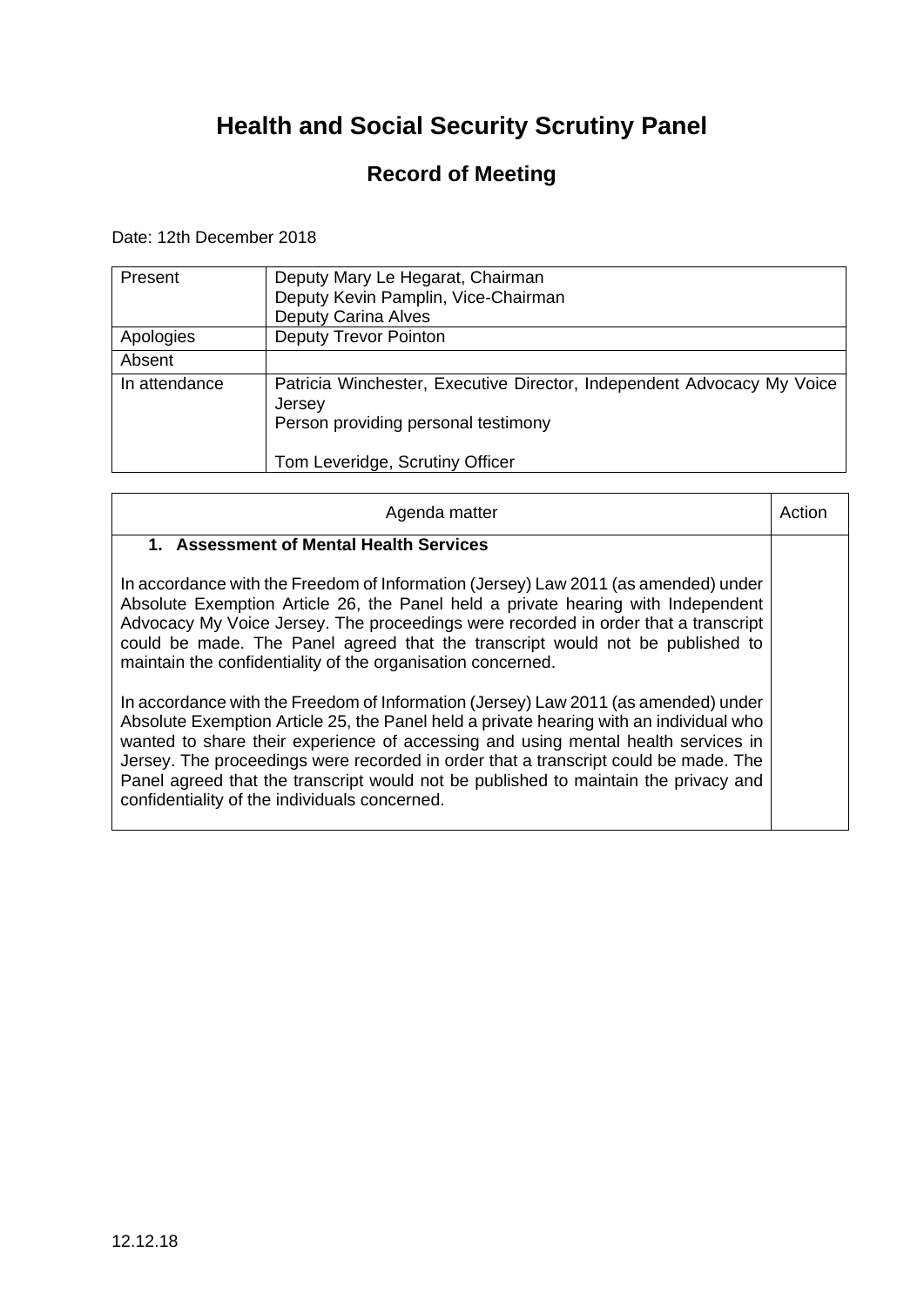# Health and Social Security Scrutiny Panel

## Record of Meeting

Date: 12th December 2018

| | |
|---|---|
| Present | Deputy Mary Le Hegarat, Chairman<br>Deputy Kevin Pamplin, Vice-Chairman<br>Deputy Carina Alves |
| Apologies | Deputy Trevor Pointon |
| Absent | |
| In attendance | Patricia Winchester, Executive Director, Independent Advocacy My Voice Jersey<br>Person providing personal testimony<br><br>Tom Leveridge, Scrutiny Officer |

| Agenda matter | Action |
|---|---|
| **1. Assessment of Mental Health Services**<br><br>In accordance with the Freedom of Information (Jersey) Law 2011 (as amended) under Absolute Exemption Article 26, the Panel held a private hearing with Independent Advocacy My Voice Jersey. The proceedings were recorded in order that a transcript could be made. The Panel agreed that the transcript would not be published to maintain the confidentiality of the organisation concerned.<br><br>In accordance with the Freedom of Information (Jersey) Law 2011 (as amended) under Absolute Exemption Article 25, the Panel held a private hearing with an individual who wanted to share their experience of accessing and using mental health services in Jersey. The proceedings were recorded in order that a transcript could be made. The Panel agreed that the transcript would not be published to maintain the privacy and confidentiality of the individuals concerned. | |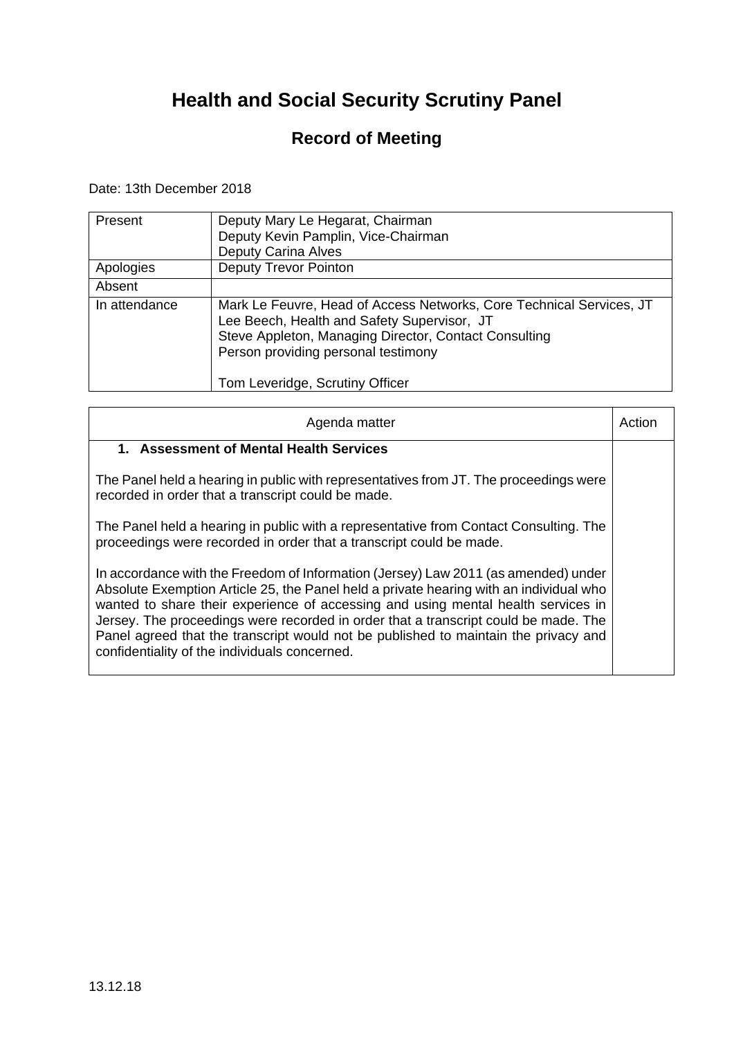# Health and Social Security Scrutiny Panel

## Record of Meeting

Date: 13th December 2018

| Present | Deputy Mary Le Hegarat, Chairman<br>Deputy Kevin Pamplin, Vice-Chairman<br>Deputy Carina Alves |
|---|---|
| Apologies | Deputy Trevor Pointon |
| Absent | |
| In attendance | Mark Le Feuvre, Head of Access Networks, Core Technical Services, JT<br>Lee Beech, Health and Safety Supervisor, JT<br>Steve Appleton, Managing Director, Contact Consulting<br>Person providing personal testimony<br><br>Tom Leveridge, Scrutiny Officer |

| Agenda matter | Action |
|---|---|
| **1. Assessment of Mental Health Services**<br><br>The Panel held a hearing in public with representatives from JT. The proceedings were recorded in order that a transcript could be made.<br><br>The Panel held a hearing in public with a representative from Contact Consulting. The proceedings were recorded in order that a transcript could be made.<br><br>In accordance with the Freedom of Information (Jersey) Law 2011 (as amended) under Absolute Exemption Article 25, the Panel held a private hearing with an individual who wanted to share their experience of accessing and using mental health services in Jersey. The proceedings were recorded in order that a transcript could be made. The Panel agreed that the transcript would not be published to maintain the privacy and confidentiality of the individuals concerned. | |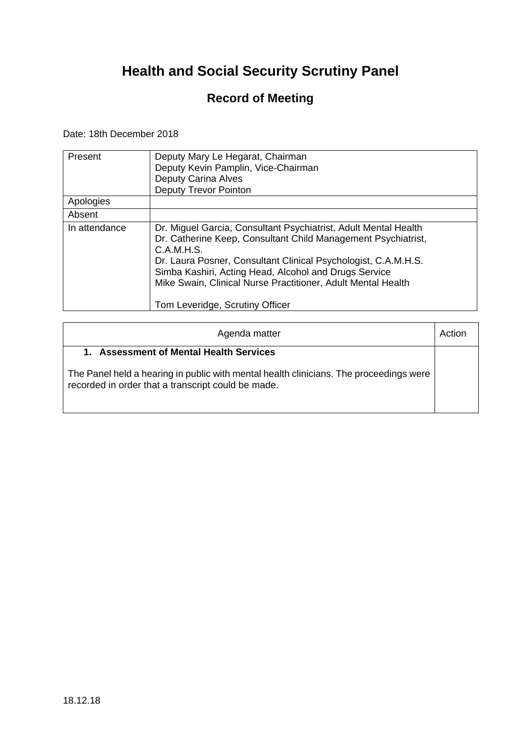# Health and Social Security Scrutiny Panel

## Record of Meeting

Date: 18th December 2018

| | |
|---|---|
| Present | Deputy Mary Le Hegarat, Chairman<br>Deputy Kevin Pamplin, Vice-Chairman<br>Deputy Carina Alves<br>Deputy Trevor Pointon |
| Apologies | |
| Absent | |
| In attendance | Dr. Miguel Garcia, Consultant Psychiatrist, Adult Mental Health<br>Dr. Catherine Keep, Consultant Child Management Psychiatrist, C.A.M.H.S.<br>Dr. Laura Posner, Consultant Clinical Psychologist, C.A.M.H.S.<br>Simba Kashiri, Acting Head, Alcohol and Drugs Service<br>Mike Swain, Clinical Nurse Practitioner, Adult Mental Health<br><br>Tom Leveridge, Scrutiny Officer |

| Agenda matter | Action |
|---|---|
| **1. Assessment of Mental Health Services**<br><br>The Panel held a hearing in public with mental health clinicians. The proceedings were recorded in order that a transcript could be made. | |

18.12.18